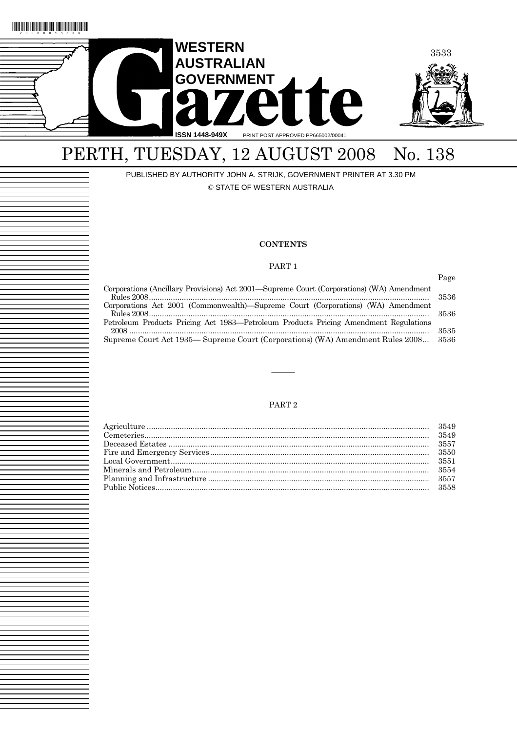# WESTERN AUSTRALIAN GOVERNMENT Gazette

ISSN 1448-949X PRINT POST APPROVED PP665002/00041

## PERTH, TUESDAY, 12 AUGUST 2008 No. 138

PUBLISHED BY AUTHORITY JOHN A. STRIJK, GOVERNMENT PRINTER AT 3.30 PM

© STATE OF WESTERN AUSTRALIA

**CONTENTS**

PART 1

| | Page |
|---|---|
| Corporations (Ancillary Provisions) Act 2001—Supreme Court (Corporations) (WA) Amendment Rules 2008 | 3536 |
| Corporations Act 2001 (Commonwealth)—Supreme Court (Corporations) (WA) Amendment Rules 2008 | 3536 |
| Petroleum Products Pricing Act 1983—Petroleum Products Pricing Amendment Regulations 2008 | 3535 |
| Supreme Court Act 1935— Supreme Court (Corporations) (WA) Amendment Rules 2008 | 3536 |

———

PART 2

| | |
|---|---|
| Agriculture | 3549 |
| Cemeteries | 3549 |
| Deceased Estates | 3557 |
| Fire and Emergency Services | 3550 |
| Local Government | 3551 |
| Minerals and Petroleum | 3554 |
| Planning and Infrastructure | 3557 |
| Public Notices | 3558 |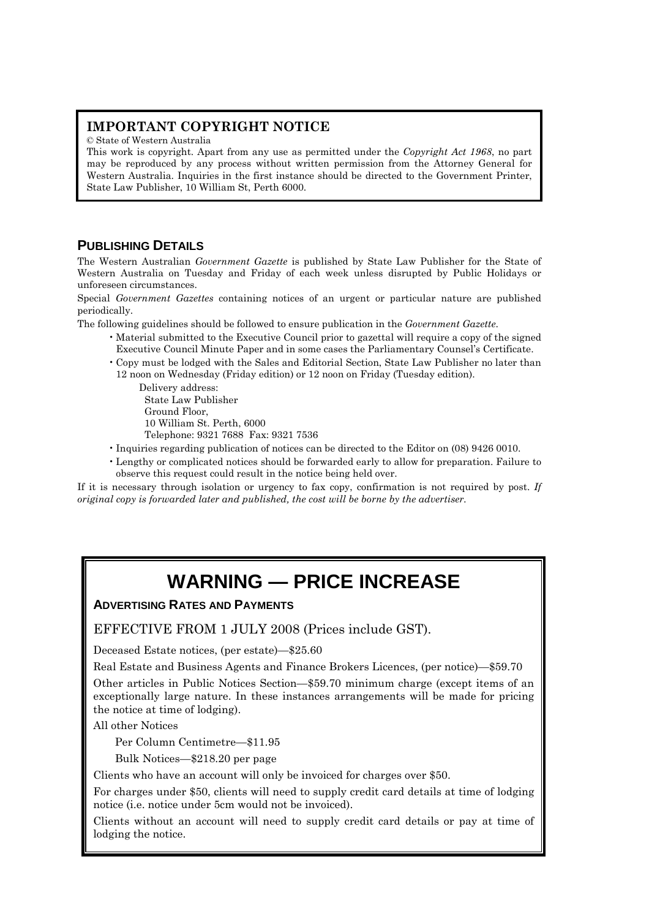## IMPORTANT COPYRIGHT NOTICE

© State of Western Australia

This work is copyright. Apart from any use as permitted under the *Copyright Act 1968*, no part may be reproduced by any process without written permission from the Attorney General for Western Australia. Inquiries in the first instance should be directed to the Government Printer, State Law Publisher, 10 William St, Perth 6000.

## PUBLISHING DETAILS

The Western Australian *Government Gazette* is published by State Law Publisher for the State of Western Australia on Tuesday and Friday of each week unless disrupted by Public Holidays or unforeseen circumstances.

Special *Government Gazettes* containing notices of an urgent or particular nature are published periodically.

The following guidelines should be followed to ensure publication in the *Government Gazette*.

- Material submitted to the Executive Council prior to gazettal will require a copy of the signed Executive Council Minute Paper and in some cases the Parliamentary Counsel's Certificate.
- Copy must be lodged with the Sales and Editorial Section, State Law Publisher no later than 12 noon on Wednesday (Friday edition) or 12 noon on Friday (Tuesday edition).

    Delivery address:
    State Law Publisher
    Ground Floor,
    10 William St. Perth, 6000
    Telephone: 9321 7688 Fax: 9321 7536

- Inquiries regarding publication of notices can be directed to the Editor on (08) 9426 0010.
- Lengthy or complicated notices should be forwarded early to allow for preparation. Failure to observe this request could result in the notice being held over.

If it is necessary through isolation or urgency to fax copy, confirmation is not required by post. *If original copy is forwarded later and published, the cost will be borne by the advertiser.*

# WARNING — PRICE INCREASE

### ADVERTISING RATES AND PAYMENTS

EFFECTIVE FROM 1 JULY 2008 (Prices include GST).

Deceased Estate notices, (per estate)—$25.60

Real Estate and Business Agents and Finance Brokers Licences, (per notice)—$59.70

Other articles in Public Notices Section—$59.70 minimum charge (except items of an exceptionally large nature. In these instances arrangements will be made for pricing the notice at time of lodging).

All other Notices

Per Column Centimetre—$11.95

Bulk Notices—$218.20 per page

Clients who have an account will only be invoiced for charges over $50.

For charges under $50, clients will need to supply credit card details at time of lodging notice (i.e. notice under 5cm would not be invoiced).

Clients without an account will need to supply credit card details or pay at time of lodging the notice.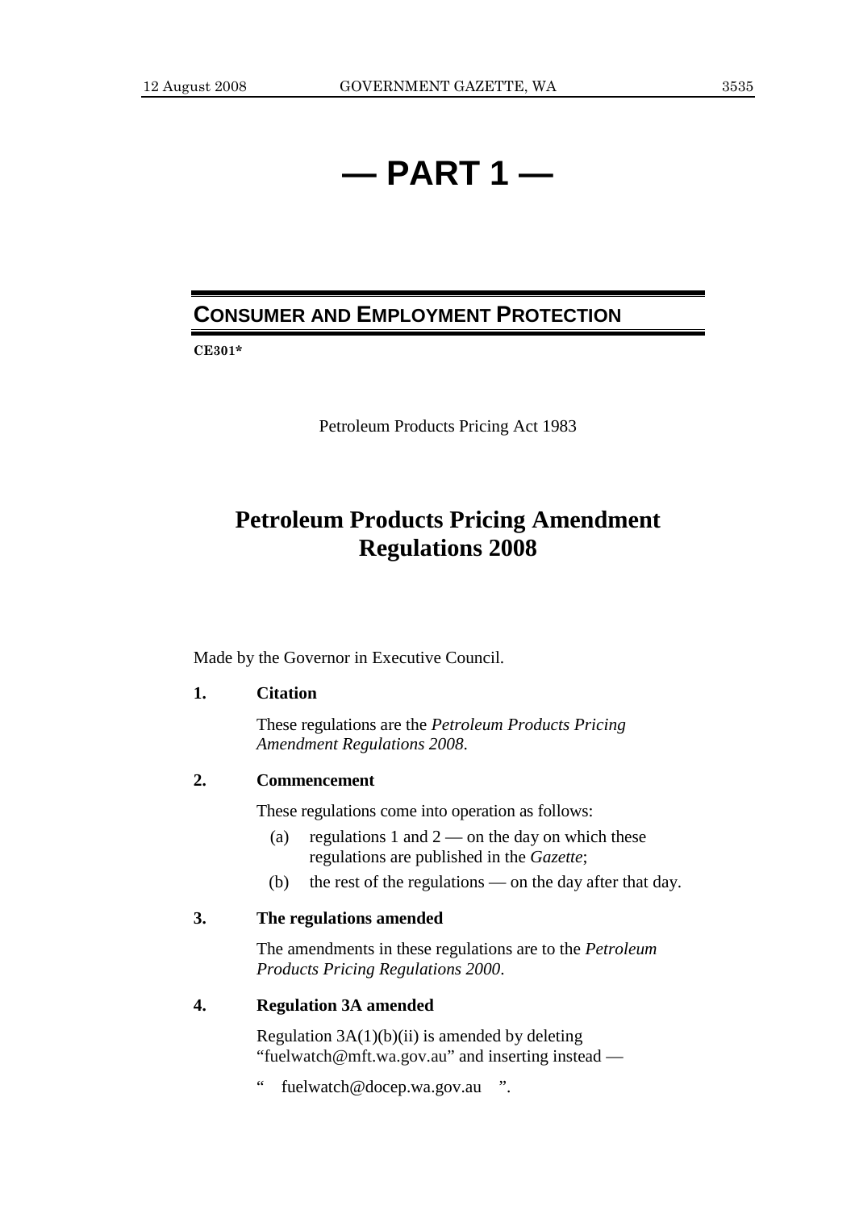# — PART 1 —

## CONSUMER AND EMPLOYMENT PROTECTION

**CE301***

Petroleum Products Pricing Act 1983

# Petroleum Products Pricing Amendment Regulations 2008

Made by the Governor in Executive Council.

**1. Citation**

These regulations are the *Petroleum Products Pricing Amendment Regulations 2008*.

**2. Commencement**

These regulations come into operation as follows:

(a) regulations 1 and 2 — on the day on which these regulations are published in the *Gazette*;

(b) the rest of the regulations — on the day after that day.

**3. The regulations amended**

The amendments in these regulations are to the *Petroleum Products Pricing Regulations 2000*.

**4. Regulation 3A amended**

Regulation 3A(1)(b)(ii) is amended by deleting "fuelwatch@mft.wa.gov.au" and inserting instead —

" fuelwatch@docep.wa.gov.au ".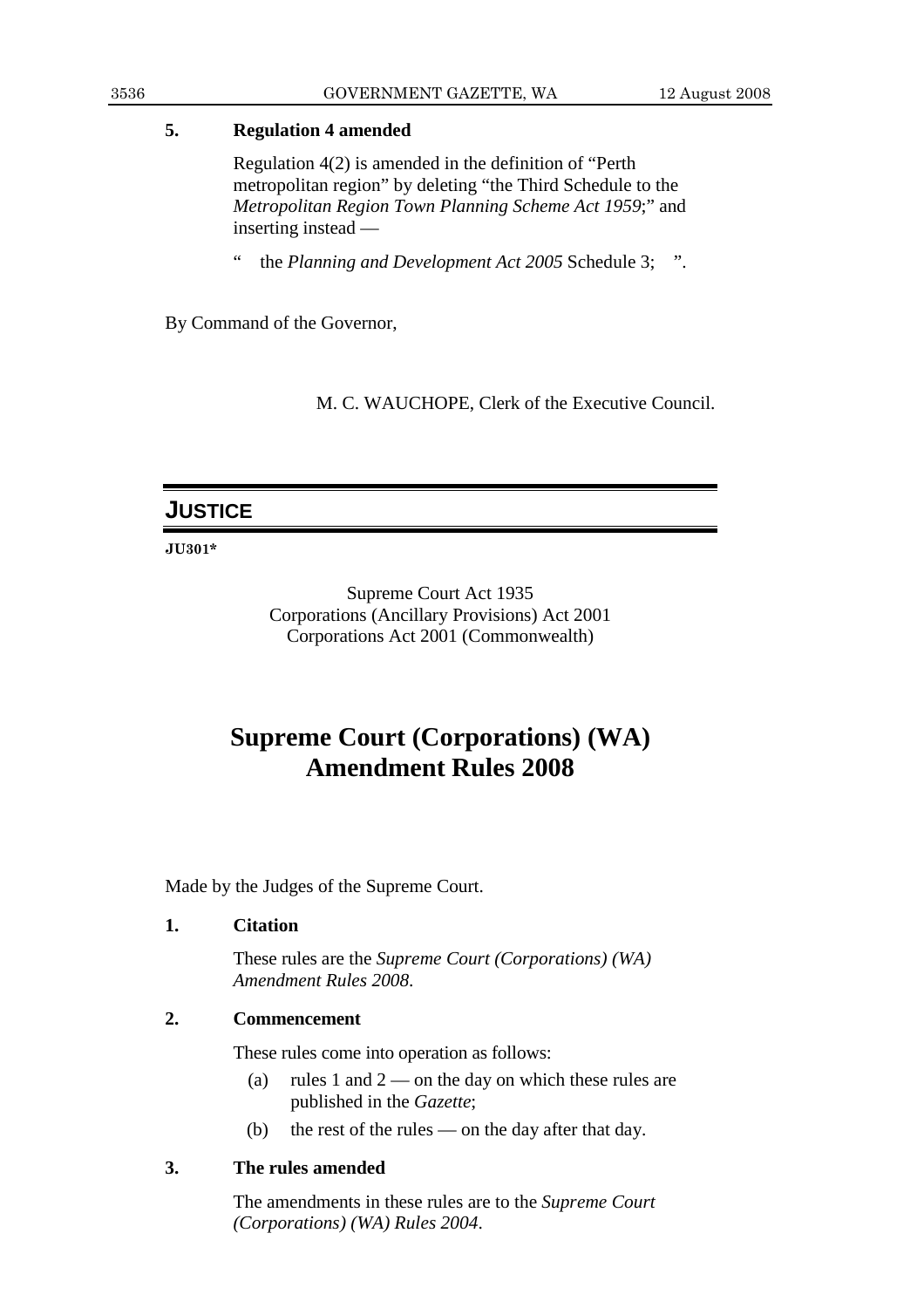**5. Regulation 4 amended**

Regulation 4(2) is amended in the definition of "Perth metropolitan region" by deleting "the Third Schedule to the *Metropolitan Region Town Planning Scheme Act 1959*;" and inserting instead —

" the *Planning and Development Act 2005* Schedule 3; ".

By Command of the Governor,

M. C. WAUCHOPE, Clerk of the Executive Council.

---

## JUSTICE

**JU301***

Supreme Court Act 1935
Corporations (Ancillary Provisions) Act 2001
Corporations Act 2001 (Commonwealth)

# Supreme Court (Corporations) (WA) Amendment Rules 2008

Made by the Judges of the Supreme Court.

**1. Citation**

These rules are the *Supreme Court (Corporations) (WA) Amendment Rules 2008*.

**2. Commencement**

These rules come into operation as follows:

(a) rules 1 and 2 — on the day on which these rules are published in the *Gazette*;

(b) the rest of the rules — on the day after that day.

**3. The rules amended**

The amendments in these rules are to the *Supreme Court (Corporations) (WA) Rules 2004*.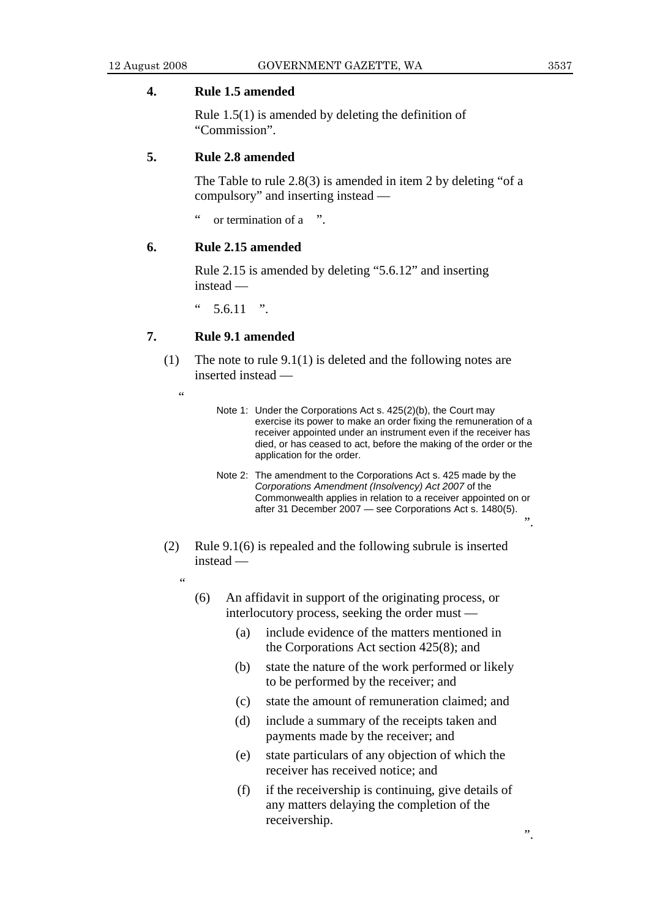### 4. Rule 1.5 amended

Rule 1.5(1) is amended by deleting the definition of "Commission".

### 5. Rule 2.8 amended

The Table to rule 2.8(3) is amended in item 2 by deleting "of a compulsory" and inserting instead —

" or termination of a ".

### 6. Rule 2.15 amended

Rule 2.15 is amended by deleting "5.6.12" and inserting instead —

" 5.6.11 ".

### 7. Rule 9.1 amended

(1) The note to rule 9.1(1) is deleted and the following notes are inserted instead —

"

> Note 1: Under the Corporations Act s. 425(2)(b), the Court may exercise its power to make an order fixing the remuneration of a receiver appointed under an instrument even if the receiver has died, or has ceased to act, before the making of the order or the application for the order.
>
> Note 2: The amendment to the Corporations Act s. 425 made by the *Corporations Amendment (Insolvency) Act 2007* of the Commonwealth applies in relation to a receiver appointed on or after 31 December 2007 — see Corporations Act s. 1480(5).

".

(2) Rule 9.1(6) is repealed and the following subrule is inserted instead —

"

(6) An affidavit in support of the originating process, or interlocutory process, seeking the order must —

(a) include evidence of the matters mentioned in the Corporations Act section 425(8); and

(b) state the nature of the work performed or likely to be performed by the receiver; and

(c) state the amount of remuneration claimed; and

(d) include a summary of the receipts taken and payments made by the receiver; and

(e) state particulars of any objection of which the receiver has received notice; and

(f) if the receivership is continuing, give details of any matters delaying the completion of the receivership.

".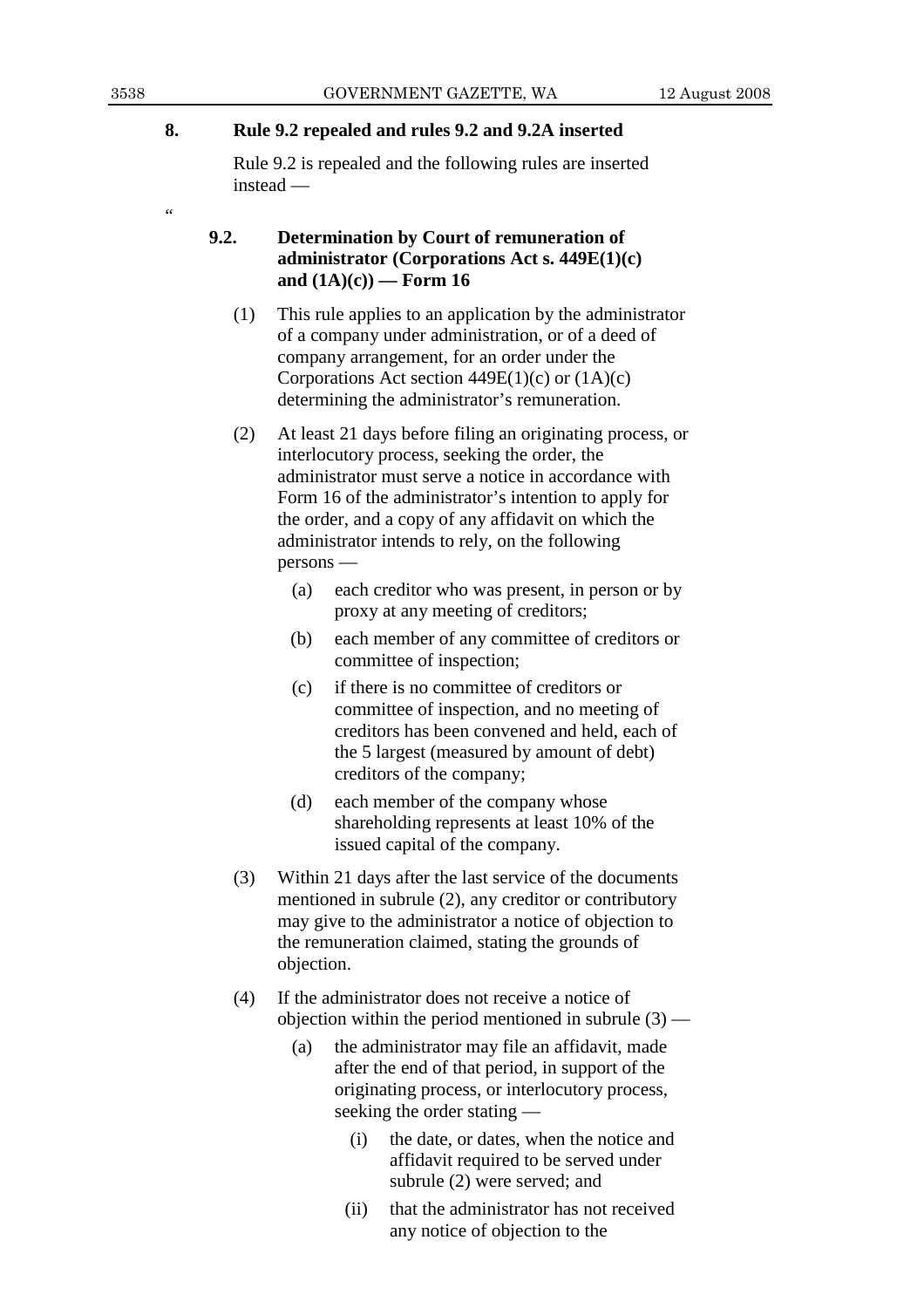**8. Rule 9.2 repealed and rules 9.2 and 9.2A inserted**

Rule 9.2 is repealed and the following rules are inserted instead —

"

**9.2. Determination by Court of remuneration of administrator (Corporations Act s. 449E(1)(c) and (1A)(c)) — Form 16**

(1) This rule applies to an application by the administrator of a company under administration, or of a deed of company arrangement, for an order under the Corporations Act section 449E(1)(c) or (1A)(c) determining the administrator's remuneration.

(2) At least 21 days before filing an originating process, or interlocutory process, seeking the order, the administrator must serve a notice in accordance with Form 16 of the administrator's intention to apply for the order, and a copy of any affidavit on which the administrator intends to rely, on the following persons —

- (a) each creditor who was present, in person or by proxy at any meeting of creditors;
- (b) each member of any committee of creditors or committee of inspection;
- (c) if there is no committee of creditors or committee of inspection, and no meeting of creditors has been convened and held, each of the 5 largest (measured by amount of debt) creditors of the company;
- (d) each member of the company whose shareholding represents at least 10% of the issued capital of the company.

(3) Within 21 days after the last service of the documents mentioned in subrule (2), any creditor or contributory may give to the administrator a notice of objection to the remuneration claimed, stating the grounds of objection.

(4) If the administrator does not receive a notice of objection within the period mentioned in subrule (3) —

- (a) the administrator may file an affidavit, made after the end of that period, in support of the originating process, or interlocutory process, seeking the order stating —
  - (i) the date, or dates, when the notice and affidavit required to be served under subrule (2) were served; and
  - (ii) that the administrator has not received any notice of objection to the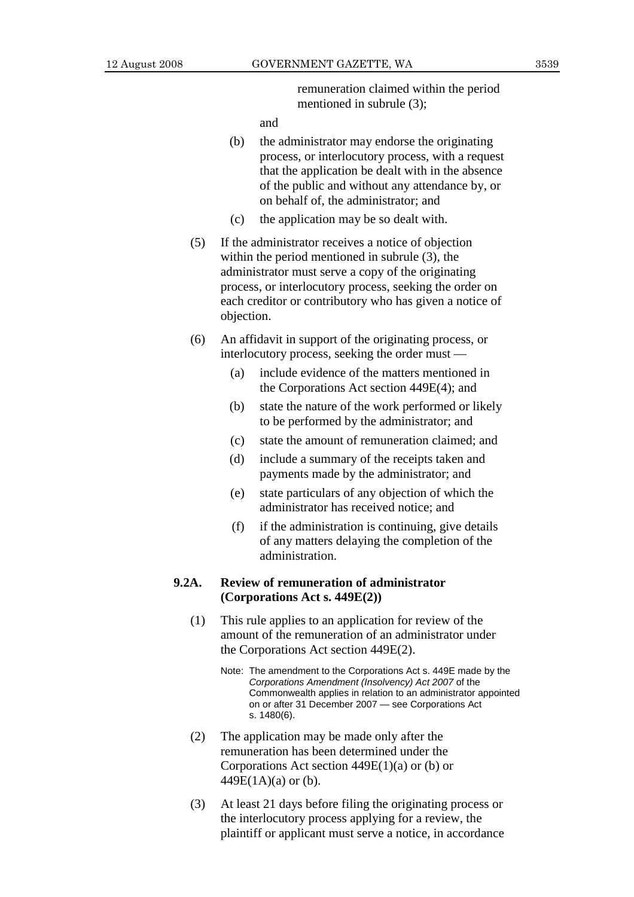remuneration claimed within the period mentioned in subrule (3);

and

(b) the administrator may endorse the originating process, or interlocutory process, with a request that the application be dealt with in the absence of the public and without any attendance by, or on behalf of, the administrator; and

(c) the application may be so dealt with.

(5) If the administrator receives a notice of objection within the period mentioned in subrule (3), the administrator must serve a copy of the originating process, or interlocutory process, seeking the order on each creditor or contributory who has given a notice of objection.

(6) An affidavit in support of the originating process, or interlocutory process, seeking the order must —

(a) include evidence of the matters mentioned in the Corporations Act section 449E(4); and

(b) state the nature of the work performed or likely to be performed by the administrator; and

(c) state the amount of remuneration claimed; and

(d) include a summary of the receipts taken and payments made by the administrator; and

(e) state particulars of any objection of which the administrator has received notice; and

(f) if the administration is continuing, give details of any matters delaying the completion of the administration.

**9.2A. Review of remuneration of administrator (Corporations Act s. 449E(2))**

(1) This rule applies to an application for review of the amount of the remuneration of an administrator under the Corporations Act section 449E(2).

Note: The amendment to the Corporations Act s. 449E made by the *Corporations Amendment (Insolvency) Act 2007* of the Commonwealth applies in relation to an administrator appointed on or after 31 December 2007 — see Corporations Act s. 1480(6).

(2) The application may be made only after the remuneration has been determined under the Corporations Act section 449E(1)(a) or (b) or 449E(1A)(a) or (b).

(3) At least 21 days before filing the originating process or the interlocutory process applying for a review, the plaintiff or applicant must serve a notice, in accordance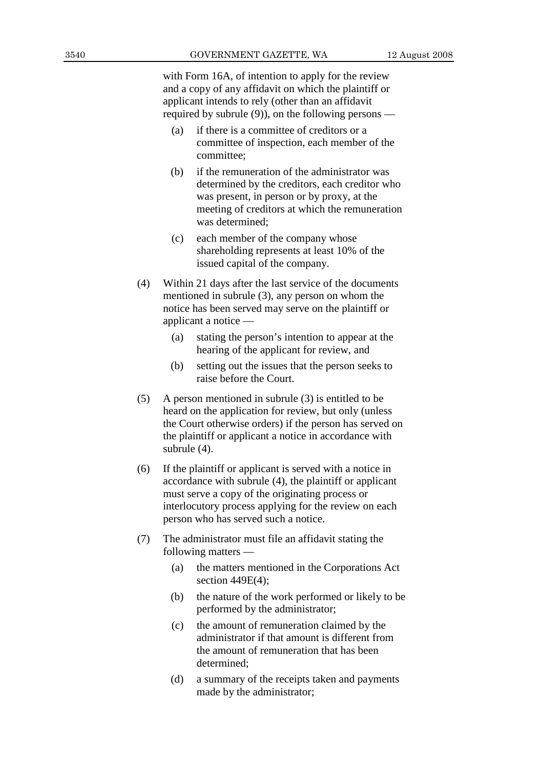with Form 16A, of intention to apply for the review and a copy of any affidavit on which the plaintiff or applicant intends to rely (other than an affidavit required by subrule (9)), on the following persons —

(a) if there is a committee of creditors or a committee of inspection, each member of the committee;

(b) if the remuneration of the administrator was determined by the creditors, each creditor who was present, in person or by proxy, at the meeting of creditors at which the remuneration was determined;

(c) each member of the company whose shareholding represents at least 10% of the issued capital of the company.

(4) Within 21 days after the last service of the documents mentioned in subrule (3), any person on whom the notice has been served may serve on the plaintiff or applicant a notice —

(a) stating the person's intention to appear at the hearing of the applicant for review, and

(b) setting out the issues that the person seeks to raise before the Court.

(5) A person mentioned in subrule (3) is entitled to be heard on the application for review, but only (unless the Court otherwise orders) if the person has served on the plaintiff or applicant a notice in accordance with subrule (4).

(6) If the plaintiff or applicant is served with a notice in accordance with subrule (4), the plaintiff or applicant must serve a copy of the originating process or interlocutory process applying for the review on each person who has served such a notice.

(7) The administrator must file an affidavit stating the following matters —

(a) the matters mentioned in the Corporations Act section 449E(4);

(b) the nature of the work performed or likely to be performed by the administrator;

(c) the amount of remuneration claimed by the administrator if that amount is different from the amount of remuneration that has been determined;

(d) a summary of the receipts taken and payments made by the administrator;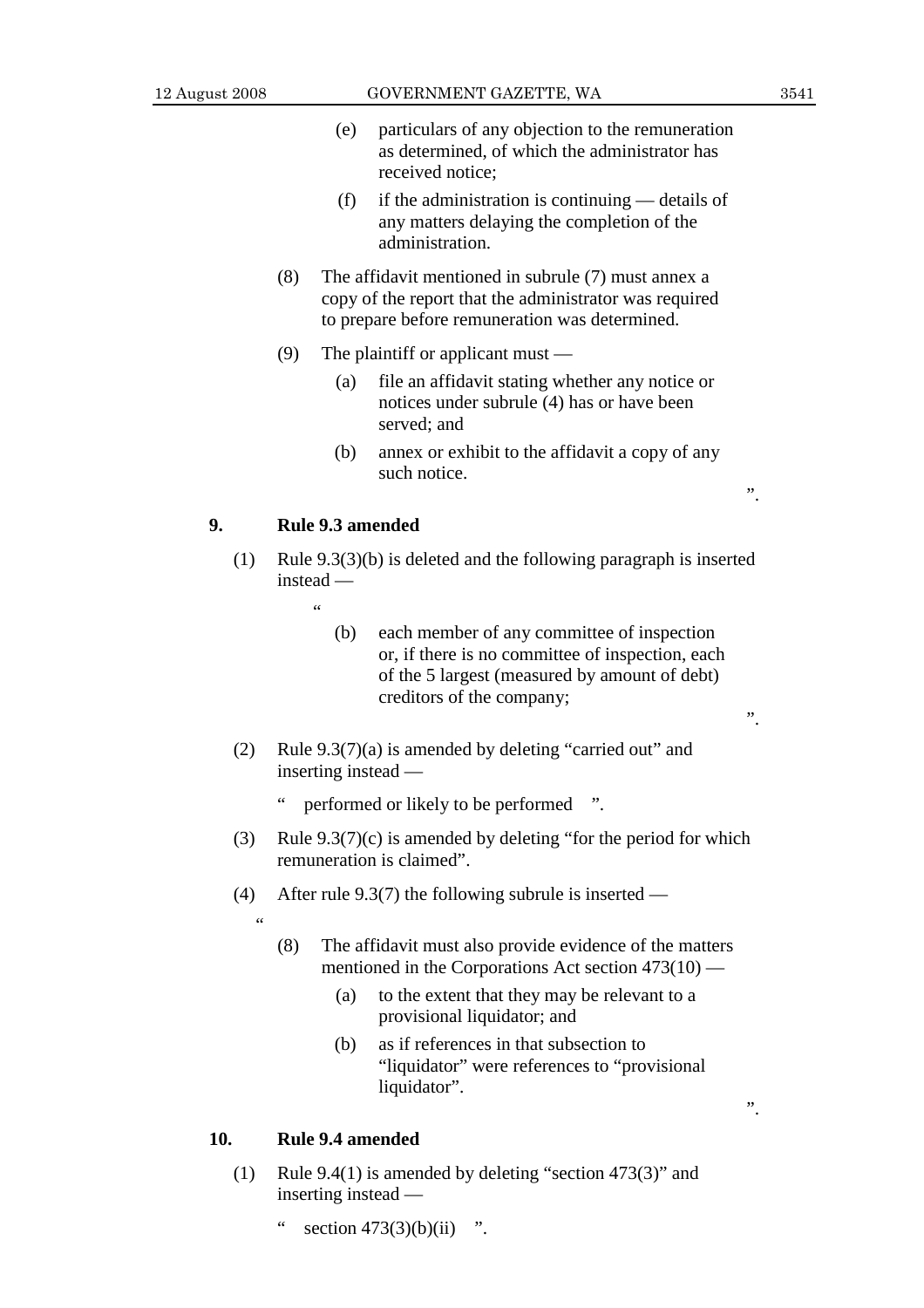(e) particulars of any objection to the remuneration as determined, of which the administrator has received notice;

(f) if the administration is continuing — details of any matters delaying the completion of the administration.

(8) The affidavit mentioned in subrule (7) must annex a copy of the report that the administrator was required to prepare before remuneration was determined.

(9) The plaintiff or applicant must —

(a) file an affidavit stating whether any notice or notices under subrule (4) has or have been served; and

(b) annex or exhibit to the affidavit a copy of any such notice.

".

**9. Rule 9.3 amended**

(1) Rule 9.3(3)(b) is deleted and the following paragraph is inserted instead —

"

(b) each member of any committee of inspection or, if there is no committee of inspection, each of the 5 largest (measured by amount of debt) creditors of the company;

".

(2) Rule 9.3(7)(a) is amended by deleting "carried out" and inserting instead —

" performed or likely to be performed ".

(3) Rule 9.3(7)(c) is amended by deleting "for the period for which remuneration is claimed".

(4) After rule 9.3(7) the following subrule is inserted —

"

(8) The affidavit must also provide evidence of the matters mentioned in the Corporations Act section 473(10) —

(a) to the extent that they may be relevant to a provisional liquidator; and

(b) as if references in that subsection to "liquidator" were references to "provisional liquidator".

".

**10. Rule 9.4 amended**

(1) Rule 9.4(1) is amended by deleting "section 473(3)" and inserting instead —

" section 473(3)(b)(ii) ".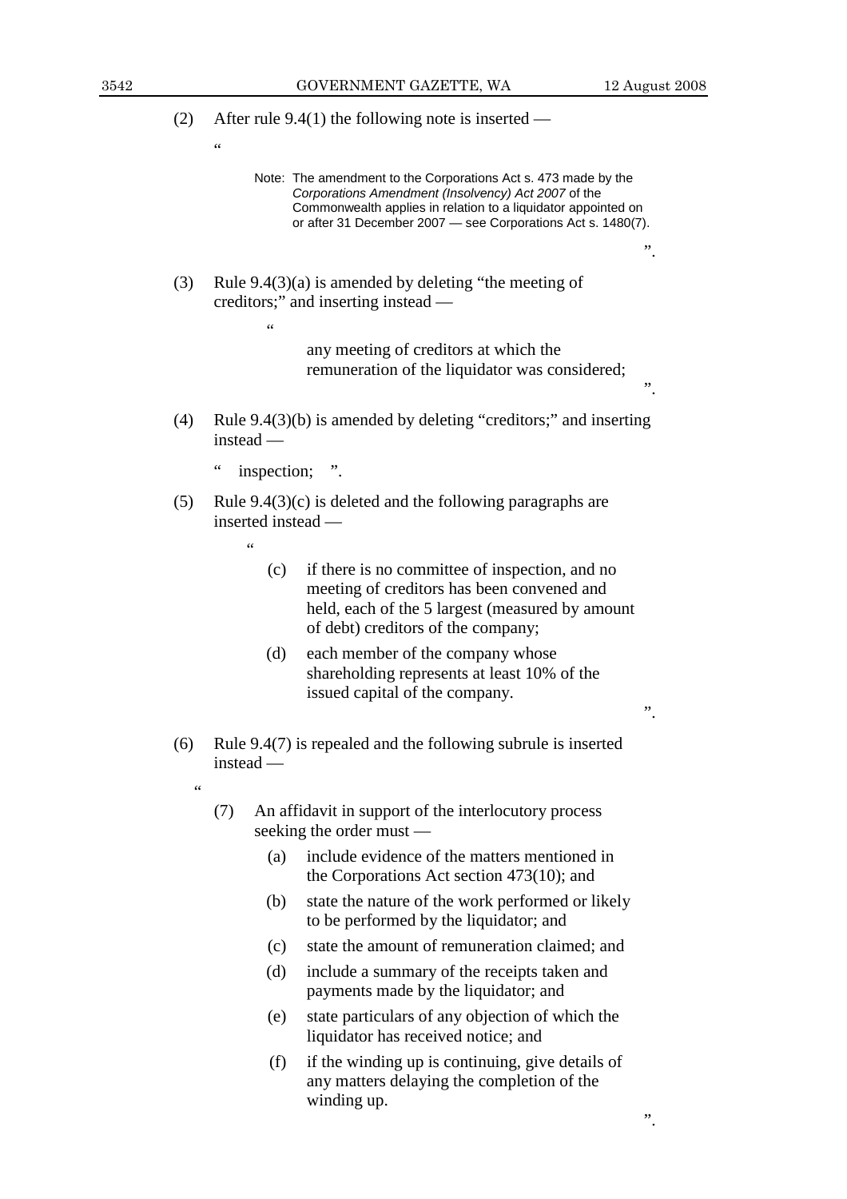(2) After rule 9.4(1) the following note is inserted —

"

> Note: The amendment to the Corporations Act s. 473 made by the *Corporations Amendment (Insolvency) Act 2007* of the Commonwealth applies in relation to a liquidator appointed on or after 31 December 2007 — see Corporations Act s. 1480(7).

".

(3) Rule 9.4(3)(a) is amended by deleting "the meeting of creditors;" and inserting instead —

"

any meeting of creditors at which the remuneration of the liquidator was considered;

".

(4) Rule 9.4(3)(b) is amended by deleting "creditors;" and inserting instead —

" inspection; ".

(5) Rule 9.4(3)(c) is deleted and the following paragraphs are inserted instead —

"

(c) if there is no committee of inspection, and no meeting of creditors has been convened and held, each of the 5 largest (measured by amount of debt) creditors of the company;

(d) each member of the company whose shareholding represents at least 10% of the issued capital of the company.

".

(6) Rule 9.4(7) is repealed and the following subrule is inserted instead —

"

(7) An affidavit in support of the interlocutory process seeking the order must —

(a) include evidence of the matters mentioned in the Corporations Act section 473(10); and

(b) state the nature of the work performed or likely to be performed by the liquidator; and

(c) state the amount of remuneration claimed; and

(d) include a summary of the receipts taken and payments made by the liquidator; and

(e) state particulars of any objection of which the liquidator has received notice; and

(f) if the winding up is continuing, give details of any matters delaying the completion of the winding up.

".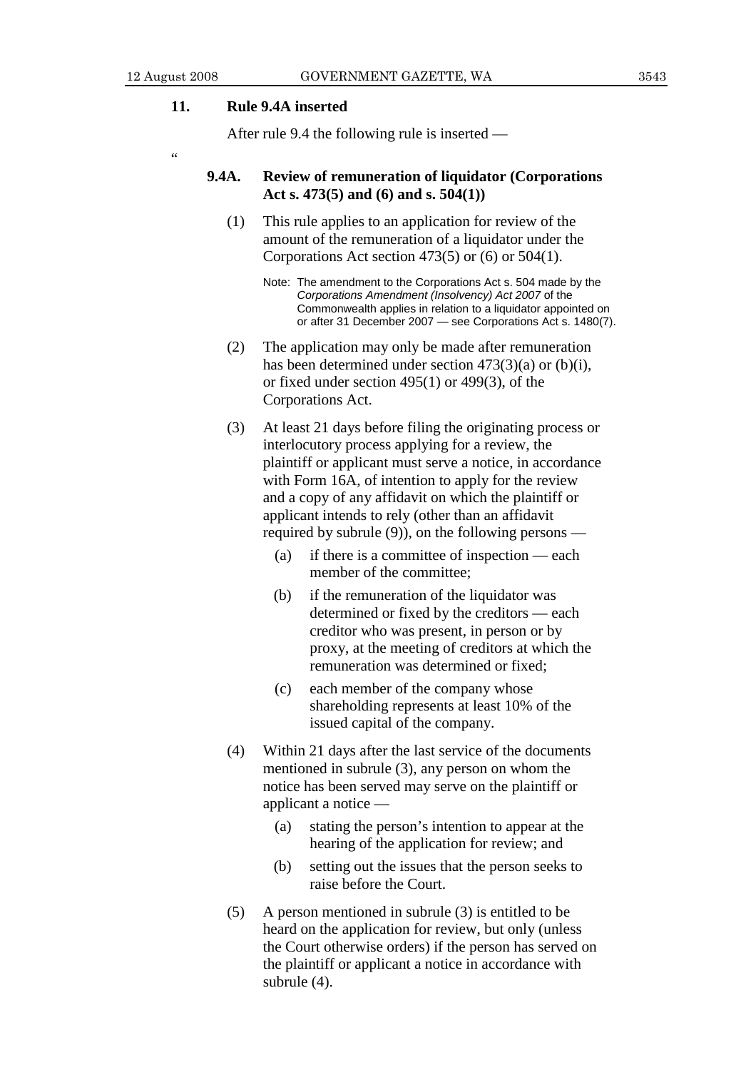## 11. Rule 9.4A inserted

After rule 9.4 the following rule is inserted —

"

### 9.4A. Review of remuneration of liquidator (Corporations Act s. 473(5) and (6) and s. 504(1))

(1) This rule applies to an application for review of the amount of the remuneration of a liquidator under the Corporations Act section 473(5) or (6) or 504(1).

Note: The amendment to the Corporations Act s. 504 made by the *Corporations Amendment (Insolvency) Act 2007* of the Commonwealth applies in relation to a liquidator appointed on or after 31 December 2007 — see Corporations Act s. 1480(7).

(2) The application may only be made after remuneration has been determined under section 473(3)(a) or (b)(i), or fixed under section 495(1) or 499(3), of the Corporations Act.

(3) At least 21 days before filing the originating process or interlocutory process applying for a review, the plaintiff or applicant must serve a notice, in accordance with Form 16A, of intention to apply for the review and a copy of any affidavit on which the plaintiff or applicant intends to rely (other than an affidavit required by subrule (9)), on the following persons —

- (a) if there is a committee of inspection — each member of the committee;
- (b) if the remuneration of the liquidator was determined or fixed by the creditors — each creditor who was present, in person or by proxy, at the meeting of creditors at which the remuneration was determined or fixed;
- (c) each member of the company whose shareholding represents at least 10% of the issued capital of the company.

(4) Within 21 days after the last service of the documents mentioned in subrule (3), any person on whom the notice has been served may serve on the plaintiff or applicant a notice —

- (a) stating the person's intention to appear at the hearing of the application for review; and
- (b) setting out the issues that the person seeks to raise before the Court.

(5) A person mentioned in subrule (3) is entitled to be heard on the application for review, but only (unless the Court otherwise orders) if the person has served on the plaintiff or applicant a notice in accordance with subrule (4).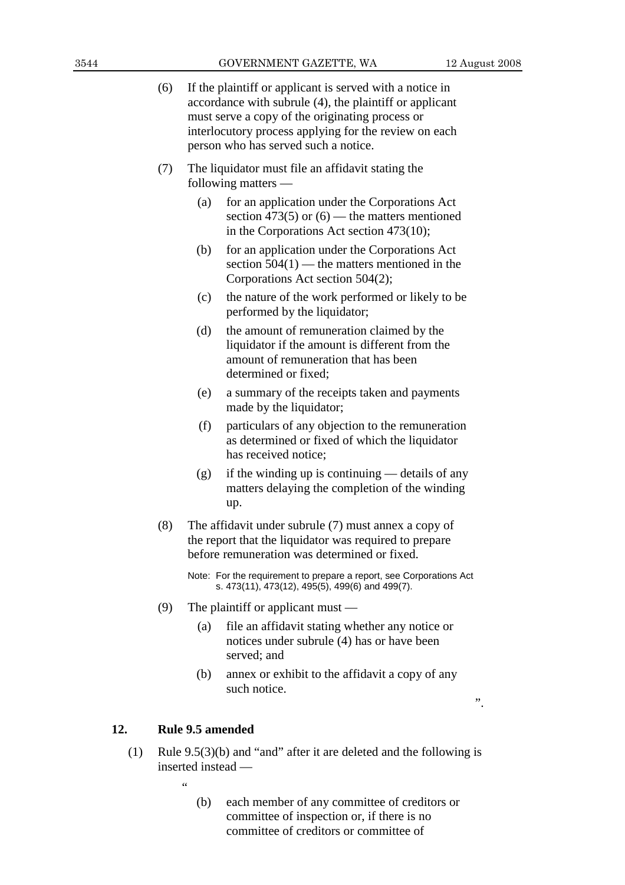(6) If the plaintiff or applicant is served with a notice in accordance with subrule (4), the plaintiff or applicant must serve a copy of the originating process or interlocutory process applying for the review on each person who has served such a notice.

(7) The liquidator must file an affidavit stating the following matters —

  (a) for an application under the Corporations Act section 473(5) or (6) — the matters mentioned in the Corporations Act section 473(10);

  (b) for an application under the Corporations Act section 504(1) — the matters mentioned in the Corporations Act section 504(2);

  (c) the nature of the work performed or likely to be performed by the liquidator;

  (d) the amount of remuneration claimed by the liquidator if the amount is different from the amount of remuneration that has been determined or fixed;

  (e) a summary of the receipts taken and payments made by the liquidator;

  (f) particulars of any objection to the remuneration as determined or fixed of which the liquidator has received notice;

  (g) if the winding up is continuing — details of any matters delaying the completion of the winding up.

(8) The affidavit under subrule (7) must annex a copy of the report that the liquidator was required to prepare before remuneration was determined or fixed.

Note: For the requirement to prepare a report, see Corporations Act s. 473(11), 473(12), 495(5), 499(6) and 499(7).

(9) The plaintiff or applicant must —

  (a) file an affidavit stating whether any notice or notices under subrule (4) has or have been served; and

  (b) annex or exhibit to the affidavit a copy of any such notice.

".

**12. Rule 9.5 amended**

(1) Rule 9.5(3)(b) and "and" after it are deleted and the following is inserted instead —

"

  (b) each member of any committee of creditors or committee of inspection or, if there is no committee of creditors or committee of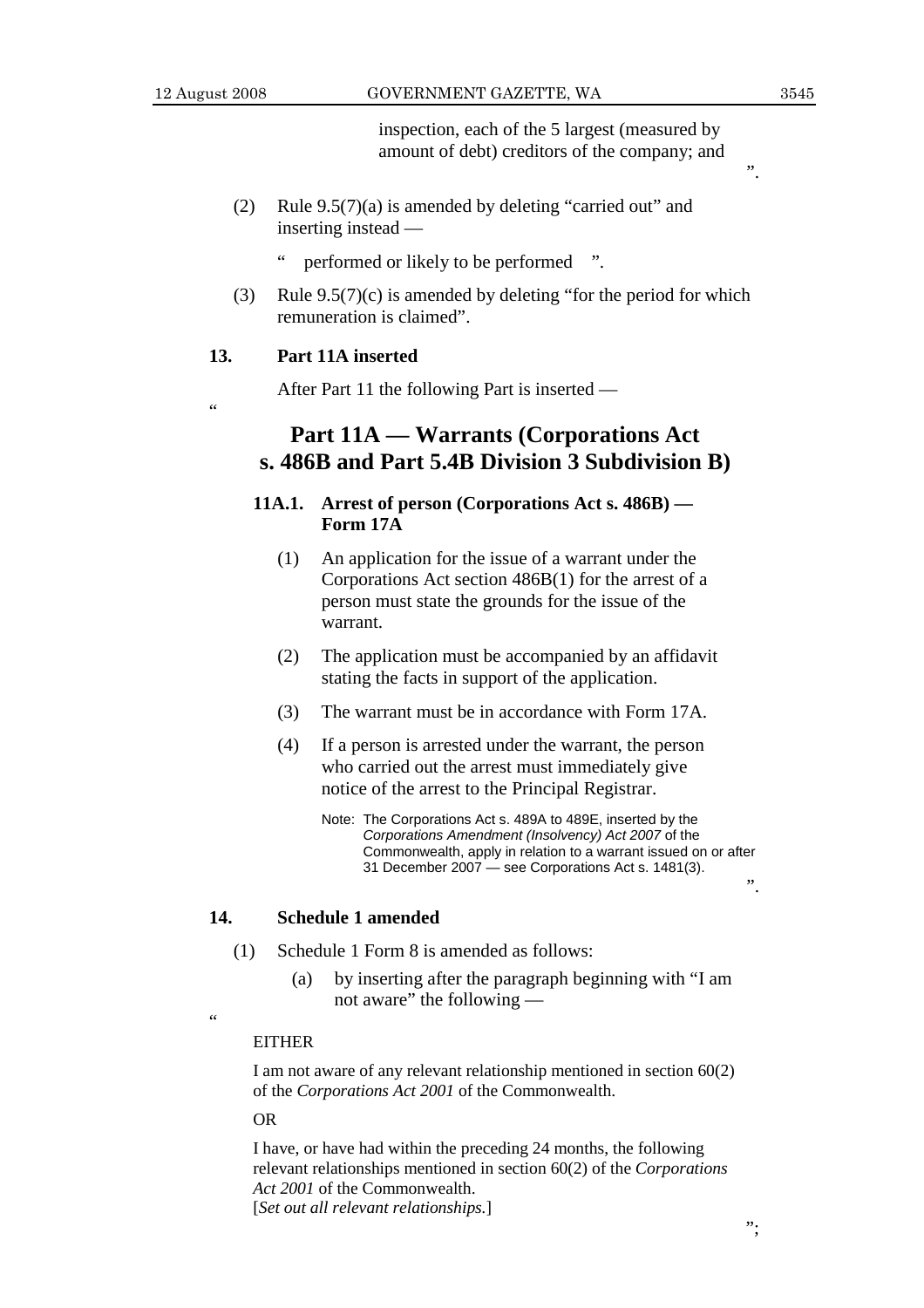inspection, each of the 5 largest (measured by amount of debt) creditors of the company; and

".

(2) Rule 9.5(7)(a) is amended by deleting "carried out" and inserting instead —

" performed or likely to be performed ".

(3) Rule 9.5(7)(c) is amended by deleting "for the period for which remuneration is claimed".

**13. Part 11A inserted**

After Part 11 the following Part is inserted —

"

## Part 11A — Warrants (Corporations Act s. 486B and Part 5.4B Division 3 Subdivision B)

**11A.1. Arrest of person (Corporations Act s. 486B) — Form 17A**

(1) An application for the issue of a warrant under the Corporations Act section 486B(1) for the arrest of a person must state the grounds for the issue of the warrant.

(2) The application must be accompanied by an affidavit stating the facts in support of the application.

(3) The warrant must be in accordance with Form 17A.

(4) If a person is arrested under the warrant, the person who carried out the arrest must immediately give notice of the arrest to the Principal Registrar.

Note: The Corporations Act s. 489A to 489E, inserted by the *Corporations Amendment (Insolvency) Act 2007* of the Commonwealth, apply in relation to a warrant issued on or after 31 December 2007 — see Corporations Act s. 1481(3).

".

**14. Schedule 1 amended**

(1) Schedule 1 Form 8 is amended as follows:

(a) by inserting after the paragraph beginning with "I am not aware" the following —

"

EITHER

I am not aware of any relevant relationship mentioned in section 60(2) of the *Corporations Act 2001* of the Commonwealth.

OR

I have, or have had within the preceding 24 months, the following relevant relationships mentioned in section 60(2) of the *Corporations Act 2001* of the Commonwealth.
[*Set out all relevant relationships.*]

";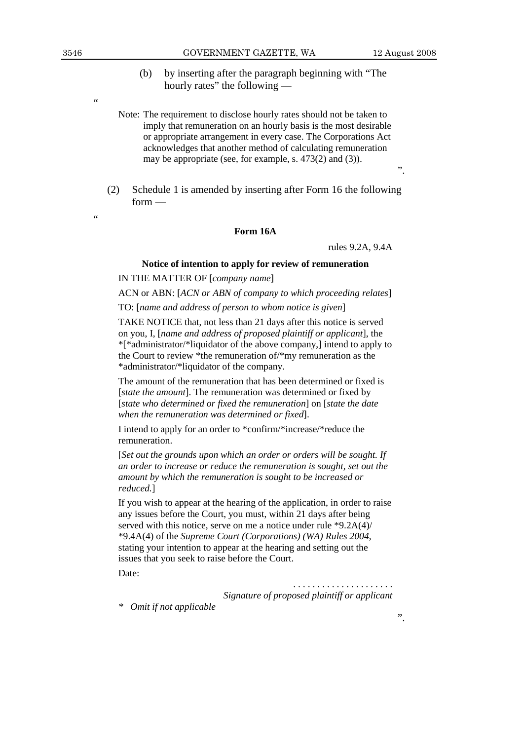(b) by inserting after the paragraph beginning with “The hourly rates” the following —

“

Note: The requirement to disclose hourly rates should not be taken to imply that remuneration on an hourly basis is the most desirable or appropriate arrangement in every case. The Corporations Act acknowledges that another method of calculating remuneration may be appropriate (see, for example, s. 473(2) and (3)).

”.

(2) Schedule 1 is amended by inserting after Form 16 the following form —

“

**Form 16A**

rules 9.2A, 9.4A

**Notice of intention to apply for review of remuneration**

IN THE MATTER OF [*company name*]

ACN or ABN: [*ACN or ABN of company to which proceeding relates*]

TO: [*name and address of person to whom notice is given*]

TAKE NOTICE that, not less than 21 days after this notice is served on you, I, [*name and address of proposed plaintiff or applicant*], the *[*administrator/*liquidator of the above company,] intend to apply to the Court to review *the remuneration of/*my remuneration as the *administrator/*liquidator of the company.

The amount of the remuneration that has been determined or fixed is [*state the amount*]. The remuneration was determined or fixed by [*state who determined or fixed the remuneration*] on [*state the date when the remuneration was determined or fixed*].

I intend to apply for an order to *confirm/*increase/*reduce the remuneration.

[*Set out the grounds upon which an order or orders will be sought. If an order to increase or reduce the remuneration is sought, set out the amount by which the remuneration is sought to be increased or reduced.*]

If you wish to appear at the hearing of the application, in order to raise any issues before the Court, you must, within 21 days after being served with this notice, serve on me a notice under rule *9.2A(4)/ *9.4A(4) of the *Supreme Court (Corporations) (WA) Rules 2004*, stating your intention to appear at the hearing and setting out the issues that you seek to raise before the Court.

Date:

. . . . . . . . . . . . . . . . . . . . .
*Signature of proposed plaintiff or applicant*

\* *Omit if not applicable*

”.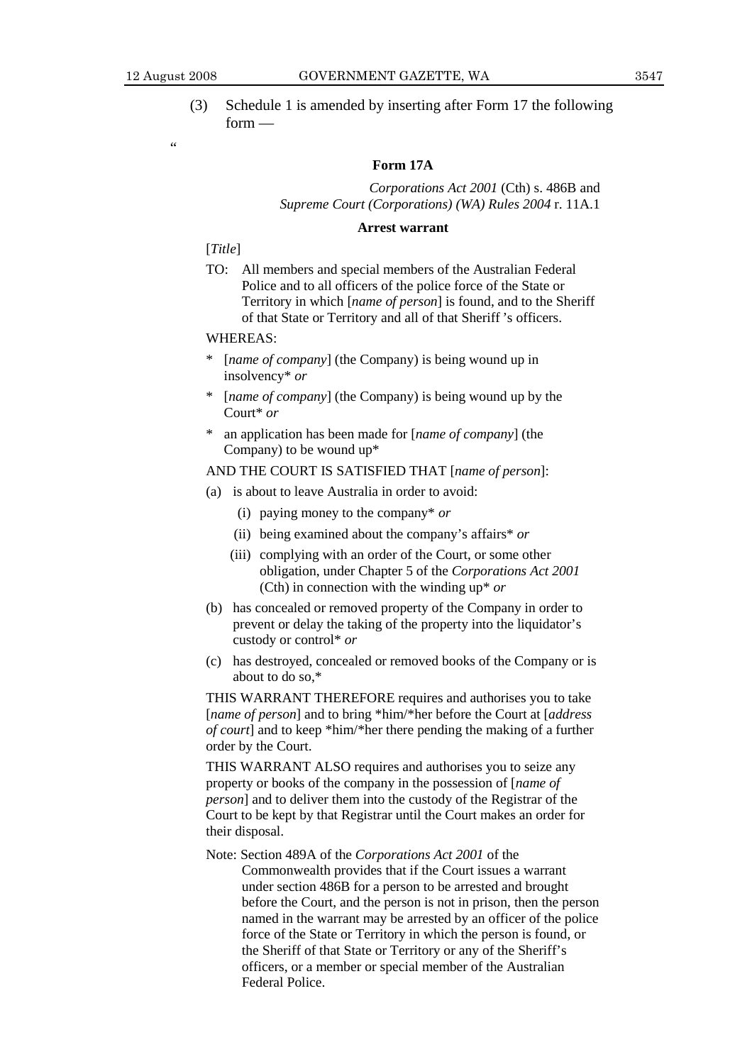(3) Schedule 1 is amended by inserting after Form 17 the following form —

"

**Form 17A**

*Corporations Act 2001* (Cth) s. 486B and *Supreme Court (Corporations) (WA) Rules 2004* r. 11A.1

**Arrest warrant**

[*Title*]

TO: All members and special members of the Australian Federal Police and to all officers of the police force of the State or Territory in which [*name of person*] is found, and to the Sheriff of that State or Territory and all of that Sheriff 's officers.

WHEREAS:

- \* [*name of company*] (the Company) is being wound up in insolvency\* *or*
- \* [*name of company*] (the Company) is being wound up by the Court\* *or*
- \* an application has been made for [*name of company*] (the Company) to be wound up\*

AND THE COURT IS SATISFIED THAT [*name of person*]:

(a) is about to leave Australia in order to avoid:

  (i) paying money to the company\* *or*

  (ii) being examined about the company's affairs\* *or*

  (iii) complying with an order of the Court, or some other obligation, under Chapter 5 of the *Corporations Act 2001* (Cth) in connection with the winding up\* *or*

(b) has concealed or removed property of the Company in order to prevent or delay the taking of the property into the liquidator's custody or control\* *or*

(c) has destroyed, concealed or removed books of the Company or is about to do so,\*

THIS WARRANT THEREFORE requires and authorises you to take [*name of person*] and to bring \*him/\*her before the Court at [*address of court*] and to keep \*him/\*her there pending the making of a further order by the Court.

THIS WARRANT ALSO requires and authorises you to seize any property or books of the company in the possession of [*name of person*] and to deliver them into the custody of the Registrar of the Court to be kept by that Registrar until the Court makes an order for their disposal.

Note: Section 489A of the *Corporations Act 2001* of the Commonwealth provides that if the Court issues a warrant under section 486B for a person to be arrested and brought before the Court, and the person is not in prison, then the person named in the warrant may be arrested by an officer of the police force of the State or Territory in which the person is found, or the Sheriff of that State or Territory or any of the Sheriff's officers, or a member or special member of the Australian Federal Police.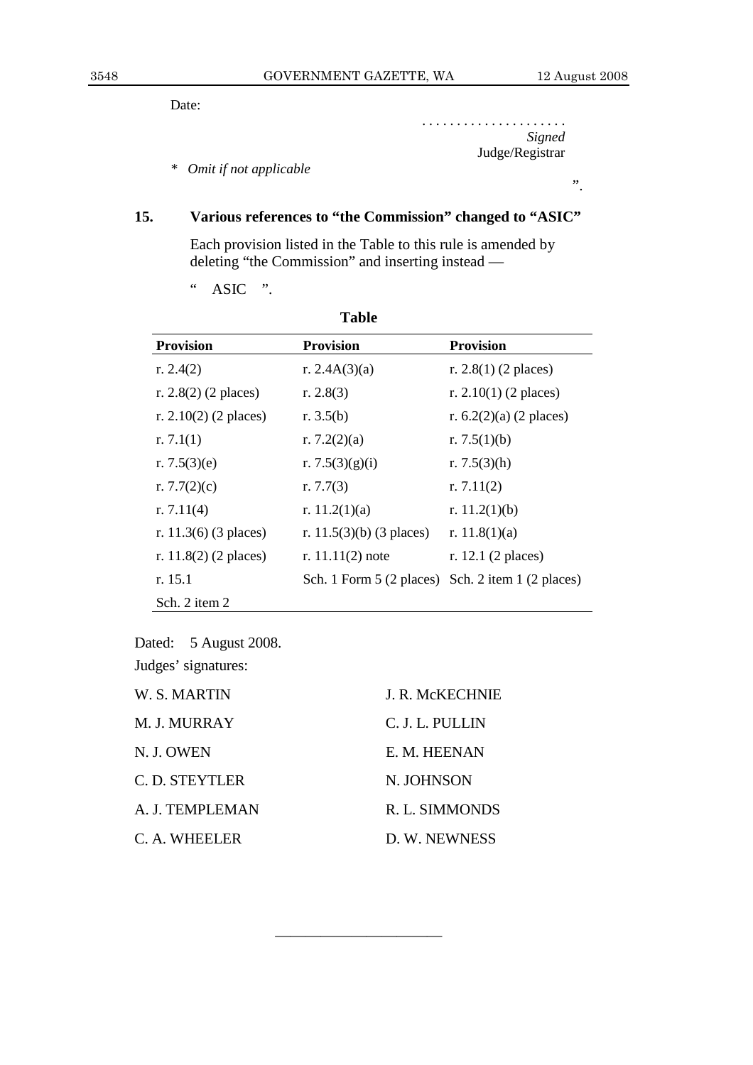Date:

. . . . . . . . . . . . . . . . . . . . .
*Signed*
Judge/Registrar

\* *Omit if not applicable*

”.

## 15. Various references to “the Commission” changed to “ASIC”

Each provision listed in the Table to this rule is amended by deleting “the Commission” and inserting instead —

“ ASIC ”.

**Table**

| **Provision** | **Provision** | **Provision** |
|---|---|---|
| r. 2.4(2) | r. 2.4A(3)(a) | r. 2.8(1) (2 places) |
| r. 2.8(2) (2 places) | r. 2.8(3) | r. 2.10(1) (2 places) |
| r. 2.10(2) (2 places) | r. 3.5(b) | r. 6.2(2)(a) (2 places) |
| r. 7.1(1) | r. 7.2(2)(a) | r. 7.5(1)(b) |
| r. 7.5(3)(e) | r. 7.5(3)(g)(i) | r. 7.5(3)(h) |
| r. 7.7(2)(c) | r. 7.7(3) | r. 7.11(2) |
| r. 7.11(4) | r. 11.2(1)(a) | r. 11.2(1)(b) |
| r. 11.3(6) (3 places) | r. 11.5(3)(b) (3 places) | r. 11.8(1)(a) |
| r. 11.8(2) (2 places) | r. 11.11(2) note | r. 12.1 (2 places) |
| r. 15.1 | Sch. 1 Form 5 (2 places) | Sch. 2 item 1 (2 places) |
| Sch. 2 item 2 | | |

Dated: 5 August 2008.

Judges’ signatures:

W. S. MARTIN
J. R. McKECHNIE
M. J. MURRAY
C. J. L. PULLIN
N. J. OWEN
E. M. HEENAN
C. D. STEYTLER
N. JOHNSON
A. J. TEMPLEMAN
R. L. SIMMONDS
C. A. WHEELER
D. W. NEWNESS

———————————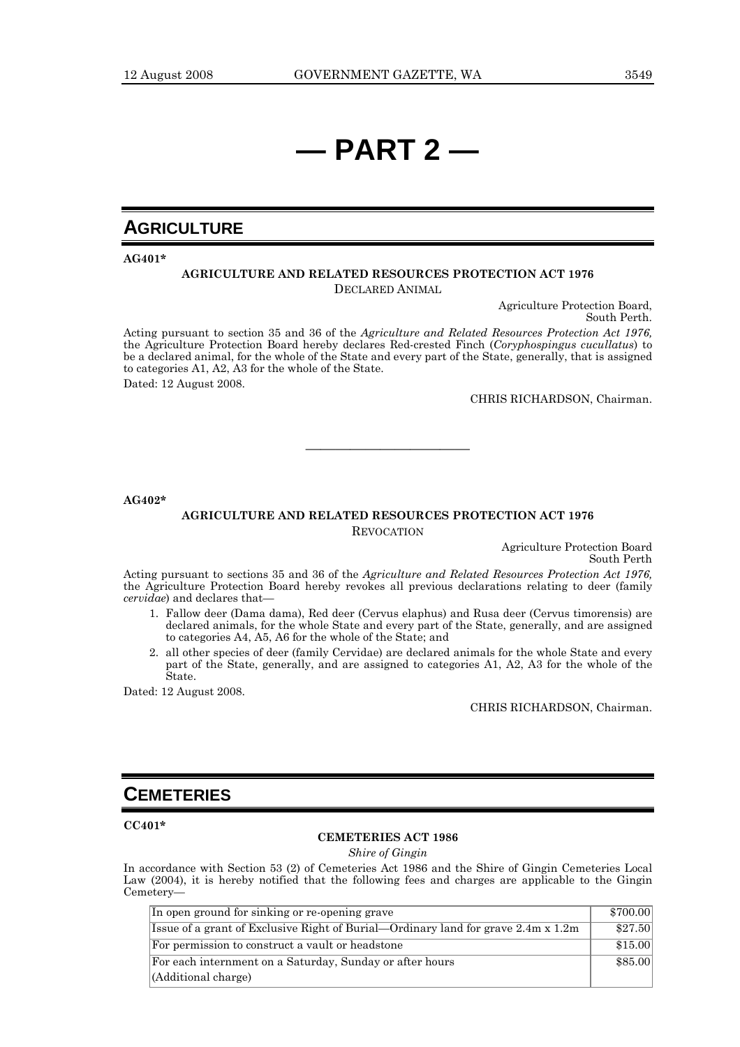# — PART 2 —

## AGRICULTURE

**AG401***

**AGRICULTURE AND RELATED RESOURCES PROTECTION ACT 1976**

DECLARED ANIMAL

Agriculture Protection Board,
South Perth.

Acting pursuant to section 35 and 36 of the *Agriculture and Related Resources Protection Act 1976,* the Agriculture Protection Board hereby declares Red-crested Finch (*Coryphospingus cucullatus*) to be a declared animal, for the whole of the State and every part of the State, generally, that is assigned to categories A1, A2, A3 for the whole of the State.

Dated: 12 August 2008.

CHRIS RICHARDSON, Chairman.

---

**AG402***

**AGRICULTURE AND RELATED RESOURCES PROTECTION ACT 1976**

REVOCATION

Agriculture Protection Board
South Perth

Acting pursuant to sections 35 and 36 of the *Agriculture and Related Resources Protection Act 1976,* the Agriculture Protection Board hereby revokes all previous declarations relating to deer (family *cervidae*) and declares that—

1. Fallow deer (Dama dama), Red deer (Cervus elaphus) and Rusa deer (Cervus timorensis) are declared animals, for the whole State and every part of the State, generally, and are assigned to categories A4, A5, A6 for the whole of the State; and
2. all other species of deer (family Cervidae) are declared animals for the whole State and every part of the State, generally, and are assigned to categories A1, A2, A3 for the whole of the State.

Dated: 12 August 2008.

CHRIS RICHARDSON, Chairman.

## CEMETERIES

**CC401***

**CEMETERIES ACT 1986**

*Shire of Gingin*

In accordance with Section 53 (2) of Cemeteries Act 1986 and the Shire of Gingin Cemeteries Local Law (2004), it is hereby notified that the following fees and charges are applicable to the Gingin Cemetery—

| | |
|---|---|
| In open ground for sinking or re-opening grave | $700.00 |
| Issue of a grant of Exclusive Right of Burial—Ordinary land for grave 2.4m x 1.2m | $27.50 |
| For permission to construct a vault or headstone | $15.00 |
| For each internment on a Saturday, Sunday or after hours (Additional charge) | $85.00 |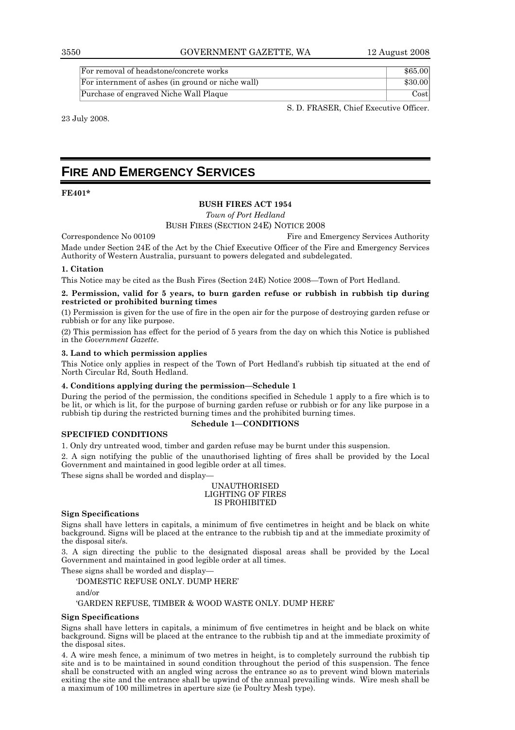| For removal of headstone/concrete works | $65.00 |
|---|---|
| For internment of ashes (in ground or niche wall) | $30.00 |
| Purchase of engraved Niche Wall Plaque | Cost |

S. D. FRASER, Chief Executive Officer.

23 July 2008.

# FIRE AND EMERGENCY SERVICES

**FE401***

**BUSH FIRES ACT 1954**

*Town of Port Hedland*

BUSH FIRES (SECTION 24E) NOTICE 2008

Correspondence No 00109 Fire and Emergency Services Authority

Made under Section 24E of the Act by the Chief Executive Officer of the Fire and Emergency Services Authority of Western Australia, pursuant to powers delegated and subdelegated.

**1. Citation**

This Notice may be cited as the Bush Fires (Section 24E) Notice 2008—Town of Port Hedland.

**2. Permission, valid for 5 years, to burn garden refuse or rubbish in rubbish tip during restricted or prohibited burning times**

(1) Permission is given for the use of fire in the open air for the purpose of destroying garden refuse or rubbish or for any like purpose.

(2) This permission has effect for the period of 5 years from the day on which this Notice is published in the *Government Gazette*.

**3. Land to which permission applies**

This Notice only applies in respect of the Town of Port Hedland's rubbish tip situated at the end of North Circular Rd, South Hedland.

**4. Conditions applying during the permission—Schedule 1**

During the period of the permission, the conditions specified in Schedule 1 apply to a fire which is to be lit, or which is lit, for the purpose of burning garden refuse or rubbish or for any like purpose in a rubbish tip during the restricted burning times and the prohibited burning times.

**Schedule 1—CONDITIONS**

**SPECIFIED CONDITIONS**

1. Only dry untreated wood, timber and garden refuse may be burnt under this suspension.

2. A sign notifying the public of the unauthorised lighting of fires shall be provided by the Local Government and maintained in good legible order at all times.

These signs shall be worded and display—

UNAUTHORISED
LIGHTING OF FIRES
IS PROHIBITED

**Sign Specifications**

Signs shall have letters in capitals, a minimum of five centimetres in height and be black on white background. Signs will be placed at the entrance to the rubbish tip and at the immediate proximity of the disposal site/s.

3. A sign directing the public to the designated disposal areas shall be provided by the Local Government and maintained in good legible order at all times.

These signs shall be worded and display—

'DOMESTIC REFUSE ONLY. DUMP HERE'

and/or

'GARDEN REFUSE, TIMBER & WOOD WASTE ONLY. DUMP HERE'

**Sign Specifications**

Signs shall have letters in capitals, a minimum of five centimetres in height and be black on white background. Signs will be placed at the entrance to the rubbish tip and at the immediate proximity of the disposal sites.

4. A wire mesh fence, a minimum of two metres in height, is to completely surround the rubbish tip site and is to be maintained in sound condition throughout the period of this suspension. The fence shall be constructed with an angled wing across the entrance so as to prevent wind blown materials exiting the site and the entrance shall be upwind of the annual prevailing winds. Wire mesh shall be a maximum of 100 millimetres in aperture size (ie Poultry Mesh type).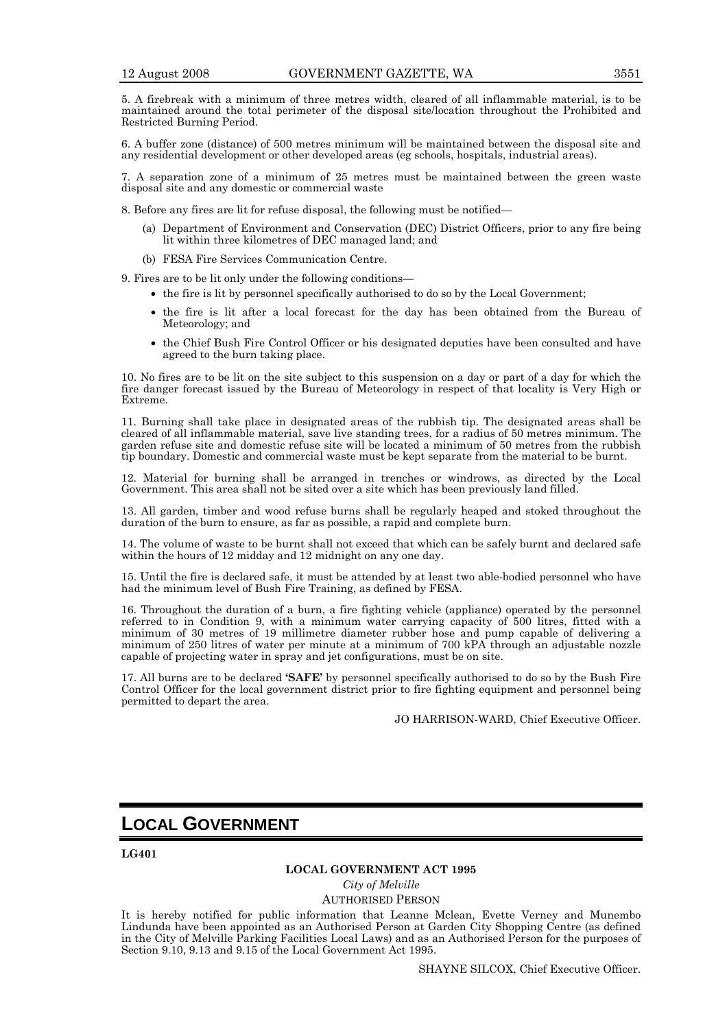5. A firebreak with a minimum of three metres width, cleared of all inflammable material, is to be maintained around the total perimeter of the disposal site/location throughout the Prohibited and Restricted Burning Period.

6. A buffer zone (distance) of 500 metres minimum will be maintained between the disposal site and any residential development or other developed areas (eg schools, hospitals, industrial areas).

7. A separation zone of a minimum of 25 metres must be maintained between the green waste disposal site and any domestic or commercial waste

8. Before any fires are lit for refuse disposal, the following must be notified—

(a) Department of Environment and Conservation (DEC) District Officers, prior to any fire being lit within three kilometres of DEC managed land; and

(b) FESA Fire Services Communication Centre.

9. Fires are to be lit only under the following conditions—

- the fire is lit by personnel specifically authorised to do so by the Local Government;
- the fire is lit after a local forecast for the day has been obtained from the Bureau of Meteorology; and
- the Chief Bush Fire Control Officer or his designated deputies have been consulted and have agreed to the burn taking place.

10. No fires are to be lit on the site subject to this suspension on a day or part of a day for which the fire danger forecast issued by the Bureau of Meteorology in respect of that locality is Very High or Extreme.

11. Burning shall take place in designated areas of the rubbish tip. The designated areas shall be cleared of all inflammable material, save live standing trees, for a radius of 50 metres minimum. The garden refuse site and domestic refuse site will be located a minimum of 50 metres from the rubbish tip boundary. Domestic and commercial waste must be kept separate from the material to be burnt.

12. Material for burning shall be arranged in trenches or windrows, as directed by the Local Government. This area shall not be sited over a site which has been previously land filled.

13. All garden, timber and wood refuse burns shall be regularly heaped and stoked throughout the duration of the burn to ensure, as far as possible, a rapid and complete burn.

14. The volume of waste to be burnt shall not exceed that which can be safely burnt and declared safe within the hours of 12 midday and 12 midnight on any one day.

15. Until the fire is declared safe, it must be attended by at least two able-bodied personnel who have had the minimum level of Bush Fire Training, as defined by FESA.

16. Throughout the duration of a burn, a fire fighting vehicle (appliance) operated by the personnel referred to in Condition 9, with a minimum water carrying capacity of 500 litres, fitted with a minimum of 30 metres of 19 millimetre diameter rubber hose and pump capable of delivering a minimum of 250 litres of water per minute at a minimum of 700 kPA through an adjustable nozzle capable of projecting water in spray and jet configurations, must be on site.

17. All burns are to be declared **'SAFE'** by personnel specifically authorised to do so by the Bush Fire Control Officer for the local government district prior to fire fighting equipment and personnel being permitted to depart the area.

JO HARRISON-WARD, Chief Executive Officer.

# LOCAL GOVERNMENT

**LG401**

**LOCAL GOVERNMENT ACT 1995**

*City of Melville*

AUTHORISED PERSON

It is hereby notified for public information that Leanne Mclean, Evette Verney and Munembo Lindunda have been appointed as an Authorised Person at Garden City Shopping Centre (as defined in the City of Melville Parking Facilities Local Laws) and as an Authorised Person for the purposes of Section 9.10, 9.13 and 9.15 of the Local Government Act 1995.

SHAYNE SILCOX, Chief Executive Officer.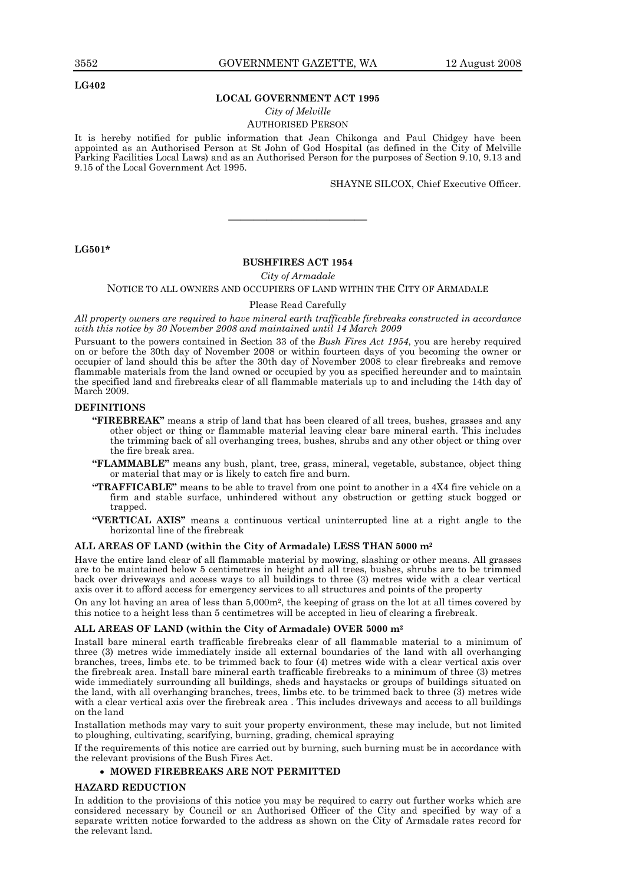LG402

**LOCAL GOVERNMENT ACT 1995**

*City of Melville*

AUTHORISED PERSON

It is hereby notified for public information that Jean Chikonga and Paul Chidgey have been appointed as an Authorised Person at St John of God Hospital (as defined in the City of Melville Parking Facilities Local Laws) and as an Authorised Person for the purposes of Section 9.10, 9.13 and 9.15 of the Local Government Act 1995.

SHAYNE SILCOX, Chief Executive Officer.

---

LG501*

**BUSHFIRES ACT 1954**

*City of Armadale*

NOTICE TO ALL OWNERS AND OCCUPIERS OF LAND WITHIN THE CITY OF ARMADALE

Please Read Carefully

*All property owners are required to have mineral earth trafficable firebreaks constructed in accordance with this notice by 30 November 2008 and maintained until 14 March 2009*

Pursuant to the powers contained in Section 33 of the *Bush Fires Act 1954*, you are hereby required on or before the 30th day of November 2008 or within fourteen days of you becoming the owner or occupier of land should this be after the 30th day of November 2008 to clear firebreaks and remove flammable materials from the land owned or occupied by you as specified hereunder and to maintain the specified land and firebreaks clear of all flammable materials up to and including the 14th day of March 2009.

**DEFINITIONS**

**"FIREBREAK"** means a strip of land that has been cleared of all trees, bushes, grasses and any other object or thing or flammable material leaving clear bare mineral earth. This includes the trimming back of all overhanging trees, bushes, shrubs and any other object or thing over the fire break area.

**"FLAMMABLE"** means any bush, plant, tree, grass, mineral, vegetable, substance, object thing or material that may or is likely to catch fire and burn.

**"TRAFFICABLE"** means to be able to travel from one point to another in a 4X4 fire vehicle on a firm and stable surface, unhindered without any obstruction or getting stuck bogged or trapped.

**"VERTICAL AXIS"** means a continuous vertical uninterrupted line at a right angle to the horizontal line of the firebreak

**ALL AREAS OF LAND (within the City of Armadale) LESS THAN 5000 m²**

Have the entire land clear of all flammable material by mowing, slashing or other means. All grasses are to be maintained below 5 centimetres in height and all trees, bushes, shrubs are to be trimmed back over driveways and access ways to all buildings to three (3) metres wide with a clear vertical axis over it to afford access for emergency services to all structures and points of the property

On any lot having an area of less than 5,000m², the keeping of grass on the lot at all times covered by this notice to a height less than 5 centimetres will be accepted in lieu of clearing a firebreak.

**ALL AREAS OF LAND (within the City of Armadale) OVER 5000 m²**

Install bare mineral earth trafficable firebreaks clear of all flammable material to a minimum of three (3) metres wide immediately inside all external boundaries of the land with all overhanging branches, trees, limbs etc. to be trimmed back to four (4) metres wide with a clear vertical axis over the firebreak area. Install bare mineral earth trafficable firebreaks to a minimum of three (3) metres wide immediately surrounding all buildings, sheds and haystacks or groups of buildings situated on the land, with all overhanging branches, trees, limbs etc. to be trimmed back to three (3) metres wide with a clear vertical axis over the firebreak area . This includes driveways and access to all buildings on the land

Installation methods may vary to suit your property environment, these may include, but not limited to ploughing, cultivating, scarifying, burning, grading, chemical spraying

If the requirements of this notice are carried out by burning, such burning must be in accordance with the relevant provisions of the Bush Fires Act.

- **MOWED FIREBREAKS ARE NOT PERMITTED**

**HAZARD REDUCTION**

In addition to the provisions of this notice you may be required to carry out further works which are considered necessary by Council or an Authorised Officer of the City and specified by way of a separate written notice forwarded to the address as shown on the City of Armadale rates record for the relevant land.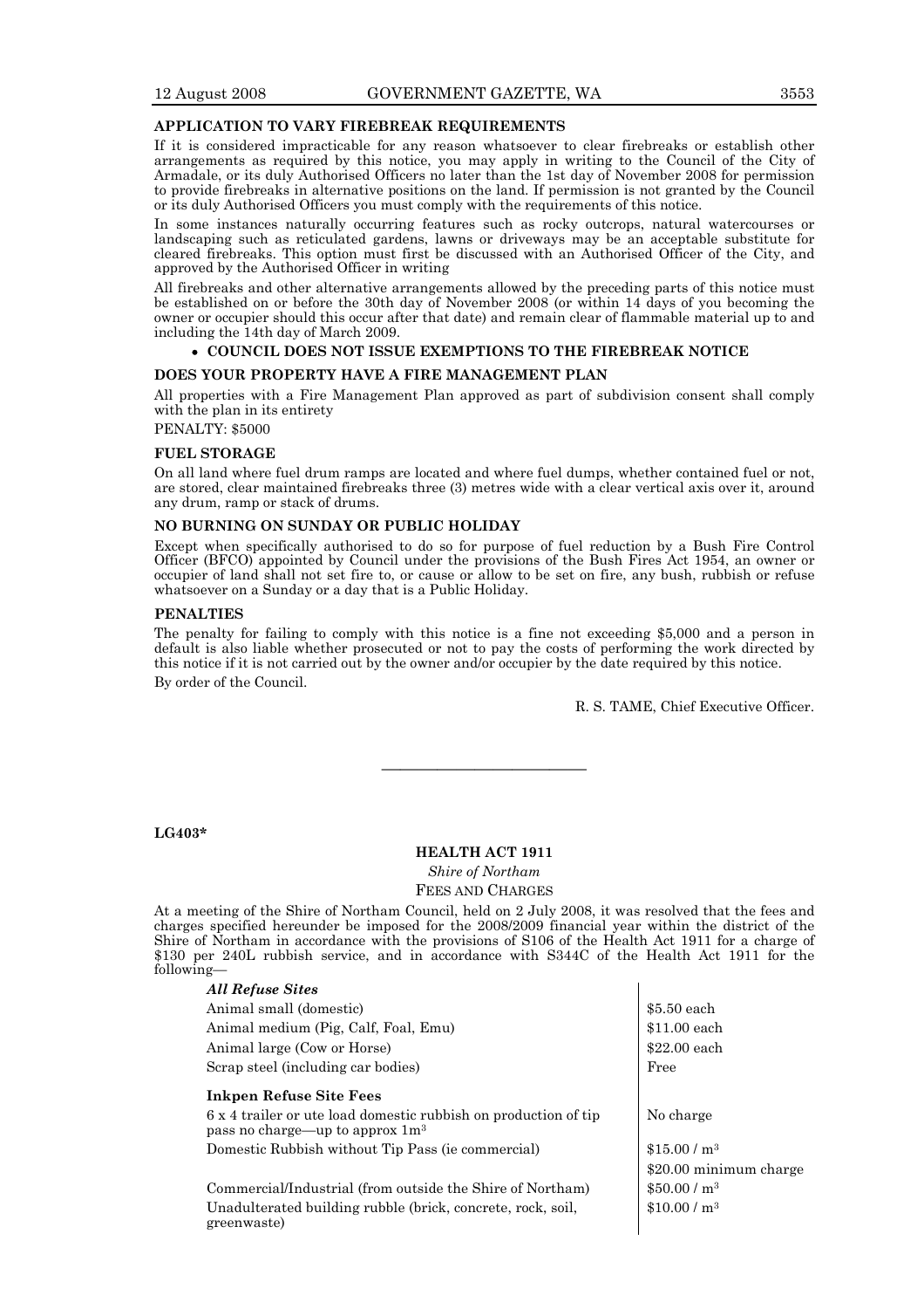**APPLICATION TO VARY FIREBREAK REQUIREMENTS**

If it is considered impracticable for any reason whatsoever to clear firebreaks or establish other arrangements as required by this notice, you may apply in writing to the Council of the City of Armadale, or its duly Authorised Officers no later than the 1st day of November 2008 for permission to provide firebreaks in alternative positions on the land. If permission is not granted by the Council or its duly Authorised Officers you must comply with the requirements of this notice.

In some instances naturally occurring features such as rocky outcrops, natural watercourses or landscaping such as reticulated gardens, lawns or driveways may be an acceptable substitute for cleared firebreaks. This option must first be discussed with an Authorised Officer of the City, and approved by the Authorised Officer in writing

All firebreaks and other alternative arrangements allowed by the preceding parts of this notice must be established on or before the 30th day of November 2008 (or within 14 days of you becoming the owner or occupier should this occur after that date) and remain clear of flammable material up to and including the 14th day of March 2009.

- **COUNCIL DOES NOT ISSUE EXEMPTIONS TO THE FIREBREAK NOTICE**

**DOES YOUR PROPERTY HAVE A FIRE MANAGEMENT PLAN**

All properties with a Fire Management Plan approved as part of subdivision consent shall comply with the plan in its entirety

PENALTY: $5000

**FUEL STORAGE**

On all land where fuel drum ramps are located and where fuel dumps, whether contained fuel or not, are stored, clear maintained firebreaks three (3) metres wide with a clear vertical axis over it, around any drum, ramp or stack of drums.

**NO BURNING ON SUNDAY OR PUBLIC HOLIDAY**

Except when specifically authorised to do so for purpose of fuel reduction by a Bush Fire Control Officer (BFCO) appointed by Council under the provisions of the Bush Fires Act 1954, an owner or occupier of land shall not set fire to, or cause or allow to be set on fire, any bush, rubbish or refuse whatsoever on a Sunday or a day that is a Public Holiday.

**PENALTIES**

The penalty for failing to comply with this notice is a fine not exceeding $5,000 and a person in default is also liable whether prosecuted or not to pay the costs of performing the work directed by this notice if it is not carried out by the owner and/or occupier by the date required by this notice.

By order of the Council.

R. S. TAME, Chief Executive Officer.

---

**LG403***

**HEALTH ACT 1911**

*Shire of Northam*

FEES AND CHARGES

At a meeting of the Shire of Northam Council, held on 2 July 2008, it was resolved that the fees and charges specified hereunder be imposed for the 2008/2009 financial year within the district of the Shire of Northam in accordance with the provisions of S106 of the Health Act 1911 for a charge of $130 per 240L rubbish service, and in accordance with S344C of the Health Act 1911 for the following—

| | |
|---|---|
| ***All Refuse Sites*** | |
| Animal small (domestic) | $5.50 each |
| Animal medium (Pig, Calf, Foal, Emu) | $11.00 each |
| Animal large (Cow or Horse) | $22.00 each |
| Scrap steel (including car bodies) | Free |
| **Inkpen Refuse Site Fees** | |
| 6 x 4 trailer or ute load domestic rubbish on production of tip pass no charge—up to approx 1m³ | No charge |
| Domestic Rubbish without Tip Pass (ie commercial) | $15.00 / m³<br>$20.00 minimum charge |
| Commercial/Industrial (from outside the Shire of Northam) | $50.00 / m³ |
| Unadulterated building rubble (brick, concrete, rock, soil, greenwaste) | $10.00 / m³ |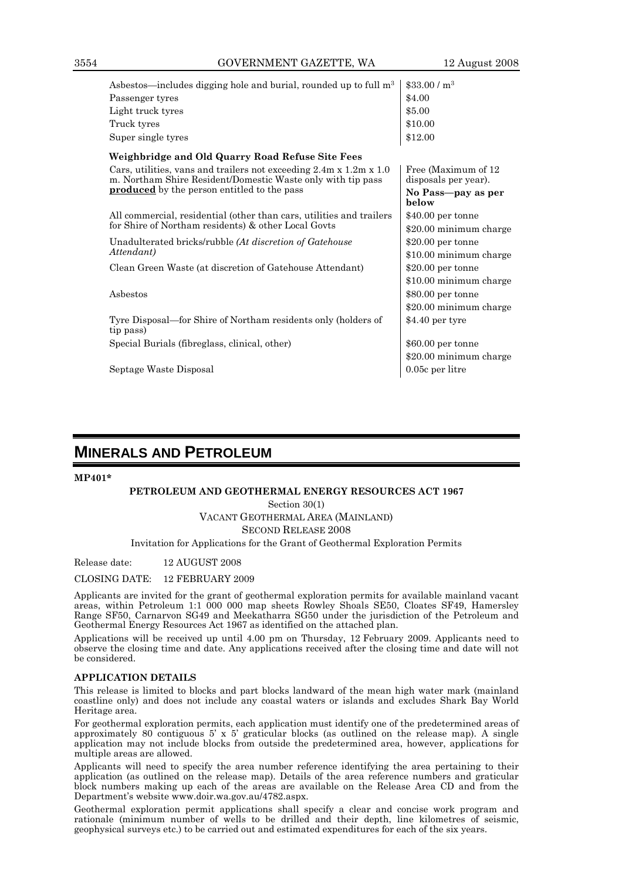| | |
|---|---|
| Asbestos—includes digging hole and burial, rounded up to full m$^3$ | \$33.00 / m$^3$ |
| Passenger tyres | \$4.00 |
| Light truck tyres | \$5.00 |
| Truck tyres | \$10.00 |
| Super single tyres | \$12.00 |
| **Weighbridge and Old Quarry Road Refuse Site Fees** | |
| Cars, utilities, vans and trailers not exceeding 2.4m x 1.2m x 1.0 m. Northam Shire Resident/Domestic Waste only with tip pass **produced** by the person entitled to the pass | Free (Maximum of 12 disposals per year). **No Pass—pay as per below** |
| All commercial, residential (other than cars, utilities and trailers for Shire of Northam residents) & other Local Govts | \$40.00 per tonne<br>\$20.00 minimum charge |
| Unadulterated bricks/rubble *(At discretion of Gatehouse Attendant)* | \$20.00 per tonne<br>\$10.00 minimum charge |
| Clean Green Waste (at discretion of Gatehouse Attendant) | \$20.00 per tonne<br>\$10.00 minimum charge |
| Asbestos | \$80.00 per tonne<br>\$20.00 minimum charge |
| Tyre Disposal—for Shire of Northam residents only (holders of tip pass) | \$4.40 per tyre |
| Special Burials (fibreglass, clinical, other) | \$60.00 per tonne<br>\$20.00 minimum charge |
| Septage Waste Disposal | 0.05c per litre |

# MINERALS AND PETROLEUM

**MP401***

**PETROLEUM AND GEOTHERMAL ENERGY RESOURCES ACT 1967**

Section 30(1)

VACANT GEOTHERMAL AREA (MAINLAND)

SECOND RELEASE 2008

Invitation for Applications for the Grant of Geothermal Exploration Permits

Release date: 12 AUGUST 2008

CLOSING DATE: 12 FEBRUARY 2009

Applicants are invited for the grant of geothermal exploration permits for available mainland vacant areas, within Petroleum 1:1 000 000 map sheets Rowley Shoals SE50, Cloates SF49, Hamersley Range SF50, Carnarvon SG49 and Meekatharra SG50 under the jurisdiction of the Petroleum and Geothermal Energy Resources Act 1967 as identified on the attached plan.

Applications will be received up until 4.00 pm on Thursday, 12 February 2009. Applicants need to observe the closing time and date. Any applications received after the closing time and date will not be considered.

**APPLICATION DETAILS**

This release is limited to blocks and part blocks landward of the mean high water mark (mainland coastline only) and does not include any coastal waters or islands and excludes Shark Bay World Heritage area.

For geothermal exploration permits, each application must identify one of the predetermined areas of approximately 80 contiguous 5' x 5' graticular blocks (as outlined on the release map). A single application may not include blocks from outside the predetermined area, however, applications for multiple areas are allowed.

Applicants will need to specify the area number reference identifying the area pertaining to their application (as outlined on the release map). Details of the area reference numbers and graticular block numbers making up each of the areas are available on the Release Area CD and from the Department's website www.doir.wa.gov.au/4782.aspx.

Geothermal exploration permit applications shall specify a clear and concise work program and rationale (minimum number of wells to be drilled and their depth, line kilometres of seismic, geophysical surveys etc.) to be carried out and estimated expenditures for each of the six years.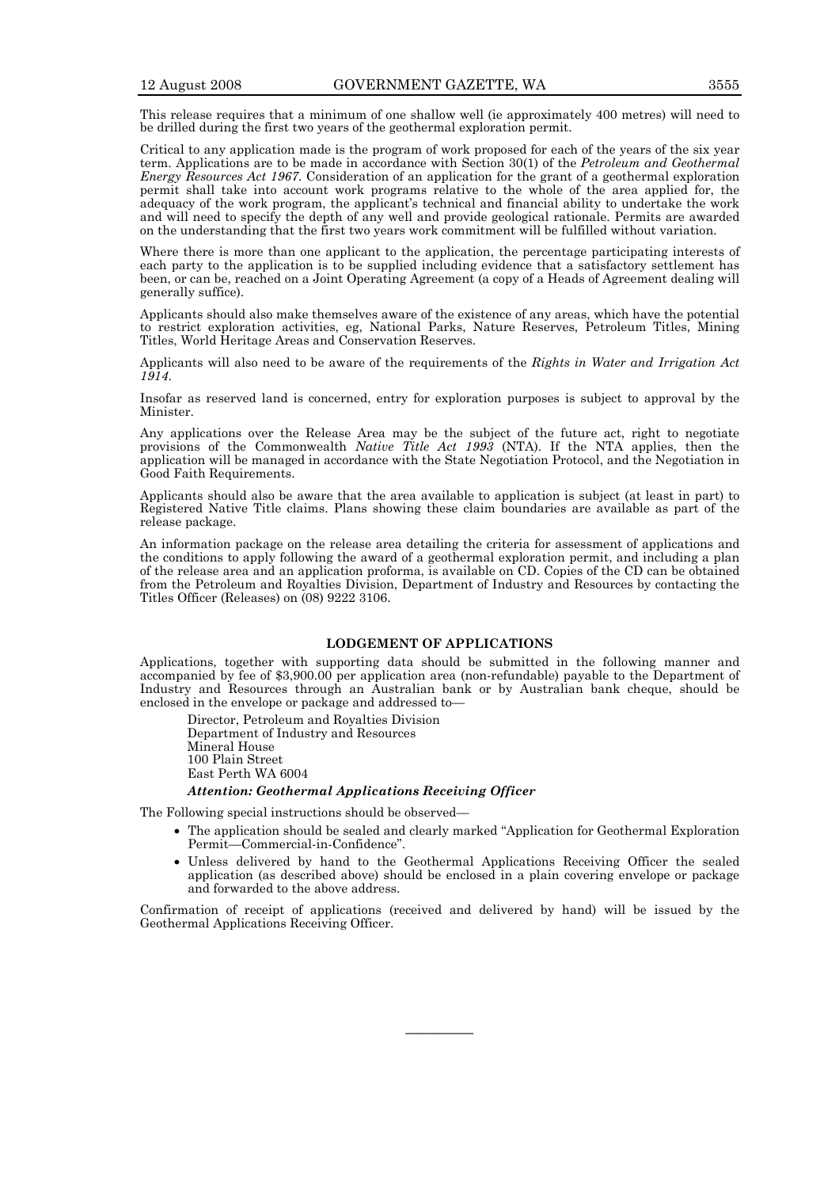This release requires that a minimum of one shallow well (ie approximately 400 metres) will need to be drilled during the first two years of the geothermal exploration permit.

Critical to any application made is the program of work proposed for each of the years of the six year term. Applications are to be made in accordance with Section 30(1) of the *Petroleum and Geothermal Energy Resources Act 1967*. Consideration of an application for the grant of a geothermal exploration permit shall take into account work programs relative to the whole of the area applied for, the adequacy of the work program, the applicant's technical and financial ability to undertake the work and will need to specify the depth of any well and provide geological rationale. Permits are awarded on the understanding that the first two years work commitment will be fulfilled without variation.

Where there is more than one applicant to the application, the percentage participating interests of each party to the application is to be supplied including evidence that a satisfactory settlement has been, or can be, reached on a Joint Operating Agreement (a copy of a Heads of Agreement dealing will generally suffice).

Applicants should also make themselves aware of the existence of any areas, which have the potential to restrict exploration activities, eg, National Parks, Nature Reserves, Petroleum Titles, Mining Titles, World Heritage Areas and Conservation Reserves.

Applicants will also need to be aware of the requirements of the *Rights in Water and Irrigation Act 1914*.

Insofar as reserved land is concerned, entry for exploration purposes is subject to approval by the Minister.

Any applications over the Release Area may be the subject of the future act, right to negotiate provisions of the Commonwealth *Native Title Act 1993* (NTA). If the NTA applies, then the application will be managed in accordance with the State Negotiation Protocol, and the Negotiation in Good Faith Requirements.

Applicants should also be aware that the area available to application is subject (at least in part) to Registered Native Title claims. Plans showing these claim boundaries are available as part of the release package.

An information package on the release area detailing the criteria for assessment of applications and the conditions to apply following the award of a geothermal exploration permit, and including a plan of the release area and an application proforma, is available on CD. Copies of the CD can be obtained from the Petroleum and Royalties Division, Department of Industry and Resources by contacting the Titles Officer (Releases) on (08) 9222 3106.

## LODGEMENT OF APPLICATIONS

Applications, together with supporting data should be submitted in the following manner and accompanied by fee of $3,900.00 per application area (non-refundable) payable to the Department of Industry and Resources through an Australian bank or by Australian bank cheque, should be enclosed in the envelope or package and addressed to—

Director, Petroleum and Royalties Division
Department of Industry and Resources
Mineral House
100 Plain Street
East Perth WA 6004

***Attention: Geothermal Applications Receiving Officer***

The Following special instructions should be observed—

- The application should be sealed and clearly marked "Application for Geothermal Exploration Permit—Commercial-in-Confidence".
- Unless delivered by hand to the Geothermal Applications Receiving Officer the sealed application (as described above) should be enclosed in a plain covering envelope or package and forwarded to the above address.

Confirmation of receipt of applications (received and delivered by hand) will be issued by the Geothermal Applications Receiving Officer.

---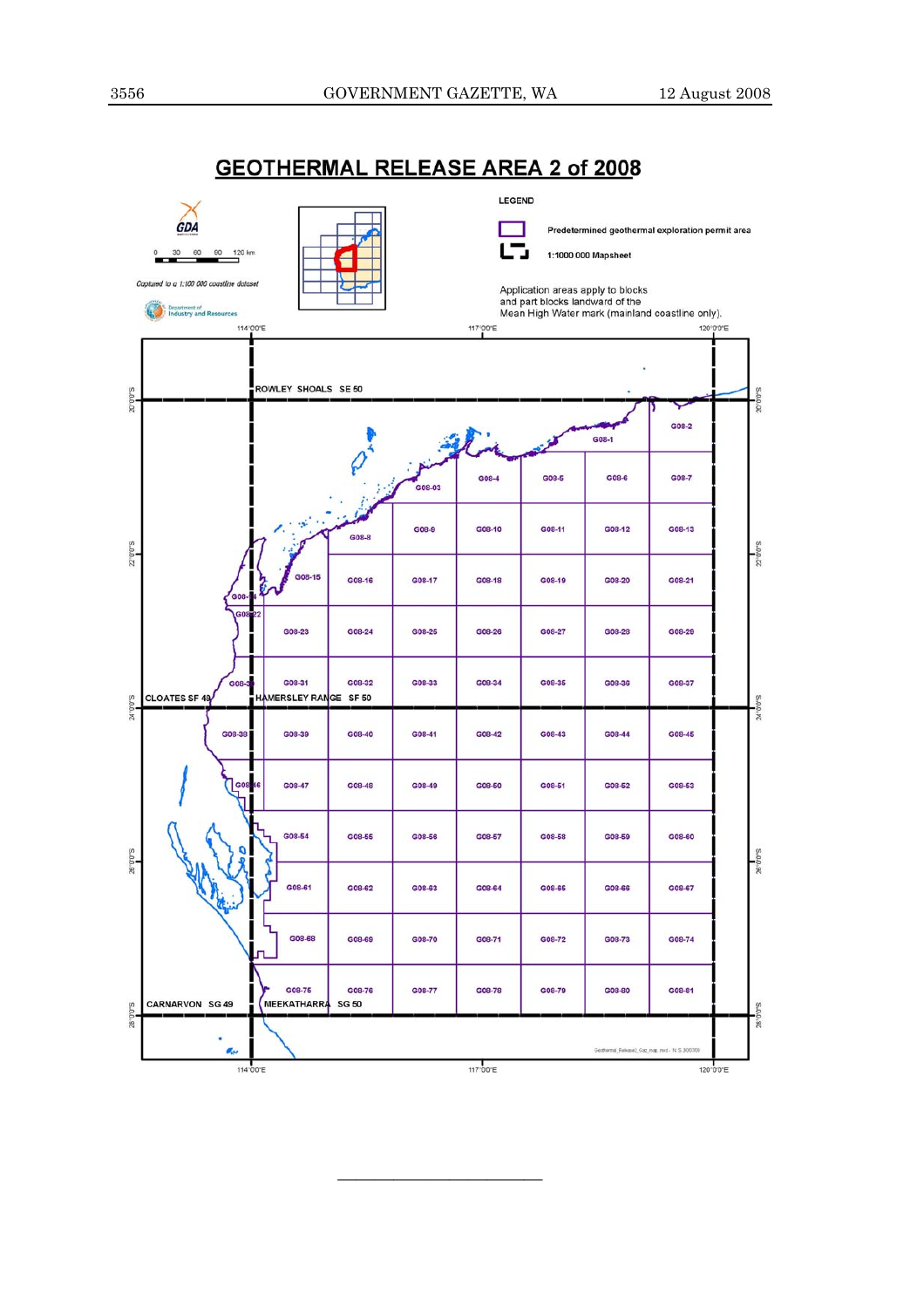# GEOTHERMAL RELEASE AREA 2 of 2008

LEGEND

Predetermined geothermal exploration permit area

1:1000 000 Mapsheet

Application areas apply to blocks and part blocks landward of the Mean High Water mark (mainland coastline only).

Captured to a 1:100 000 coastline dataset

Department of Industry and Resources

ROWLEY SHOALS SE 50

CLOATES SF 49

HAMERSLEY RANGE SF 50

CARNARVON SG 49

MEEKATHARRA SG 50

G08-1, G08-2, G08-03, G08-4, G08-5, G08-6, G08-7, G08-8, G08-9, G08-10, G08-11, G08-12, G08-13, G08-14, G08-15, G08-16, G08-17, G08-18, G08-19, G08-20, G08-21, G08-22, G08-23, G08-24, G08-25, G08-26, G08-27, G08-28, G08-29, G08-30, G08-31, G08-32, G08-33, G08-34, G08-35, G08-36, G08-37, G08-38, G08-39, G08-40, G08-41, G08-42, G08-43, G08-44, G08-45, G08-46, G08-47, G08-48, G08-49, G08-50, G08-51, G08-52, G08-53, G08-54, G08-55, G08-56, G08-57, G08-58, G08-59, G08-60, G08-61, G08-62, G08-63, G08-64, G08-65, G08-66, G08-67, G08-68, G08-69, G08-70, G08-71, G08-72, G08-73, G08-74, G08-75, G08-76, G08-77, G08-78, G08-79, G08-80, G08-81

---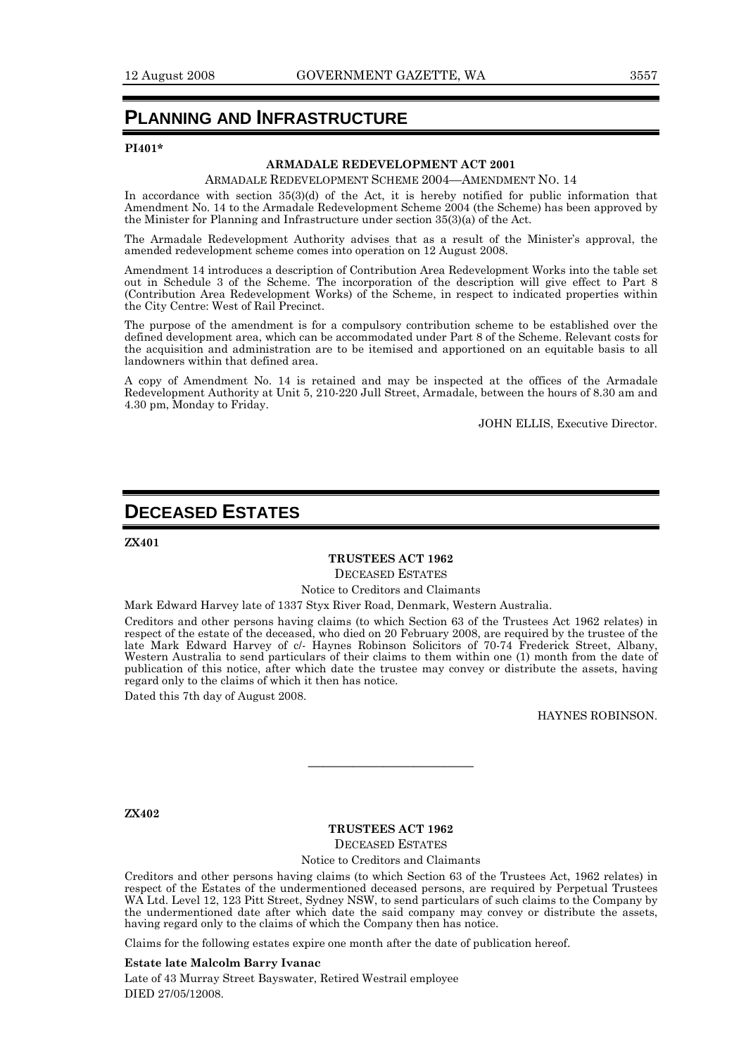# PLANNING AND INFRASTRUCTURE

**PI401***

### ARMADALE REDEVELOPMENT ACT 2001

ARMADALE REDEVELOPMENT SCHEME 2004—AMENDMENT NO. 14

In accordance with section 35(3)(d) of the Act, it is hereby notified for public information that Amendment No. 14 to the Armadale Redevelopment Scheme 2004 (the Scheme) has been approved by the Minister for Planning and Infrastructure under section 35(3)(a) of the Act.

The Armadale Redevelopment Authority advises that as a result of the Minister's approval, the amended redevelopment scheme comes into operation on 12 August 2008.

Amendment 14 introduces a description of Contribution Area Redevelopment Works into the table set out in Schedule 3 of the Scheme. The incorporation of the description will give effect to Part 8 (Contribution Area Redevelopment Works) of the Scheme, in respect to indicated properties within the City Centre: West of Rail Precinct.

The purpose of the amendment is for a compulsory contribution scheme to be established over the defined development area, which can be accommodated under Part 8 of the Scheme. Relevant costs for the acquisition and administration are to be itemised and apportioned on an equitable basis to all landowners within that defined area.

A copy of Amendment No. 14 is retained and may be inspected at the offices of the Armadale Redevelopment Authority at Unit 5, 210-220 Jull Street, Armadale, between the hours of 8.30 am and 4.30 pm, Monday to Friday.

JOHN ELLIS, Executive Director.

# DECEASED ESTATES

**ZX401**

### TRUSTEES ACT 1962

DECEASED ESTATES

Notice to Creditors and Claimants

Mark Edward Harvey late of 1337 Styx River Road, Denmark, Western Australia.

Creditors and other persons having claims (to which Section 63 of the Trustees Act 1962 relates) in respect of the estate of the deceased, who died on 20 February 2008, are required by the trustee of the late Mark Edward Harvey of c/- Haynes Robinson Solicitors of 70-74 Frederick Street, Albany, Western Australia to send particulars of their claims to them within one (1) month from the date of publication of this notice, after which date the trustee may convey or distribute the assets, having regard only to the claims of which it then has notice.

Dated this 7th day of August 2008.

HAYNES ROBINSON.

---

**ZX402**

### TRUSTEES ACT 1962

DECEASED ESTATES

Notice to Creditors and Claimants

Creditors and other persons having claims (to which Section 63 of the Trustees Act, 1962 relates) in respect of the Estates of the undermentioned deceased persons, are required by Perpetual Trustees WA Ltd. Level 12, 123 Pitt Street, Sydney NSW, to send particulars of such claims to the Company by the undermentioned date after which date the said company may convey or distribute the assets, having regard only to the claims of which the Company then has notice.

Claims for the following estates expire one month after the date of publication hereof.

**Estate late Malcolm Barry Ivanac**

Late of 43 Murray Street Bayswater, Retired Westrail employee
DIED 27/05/12008.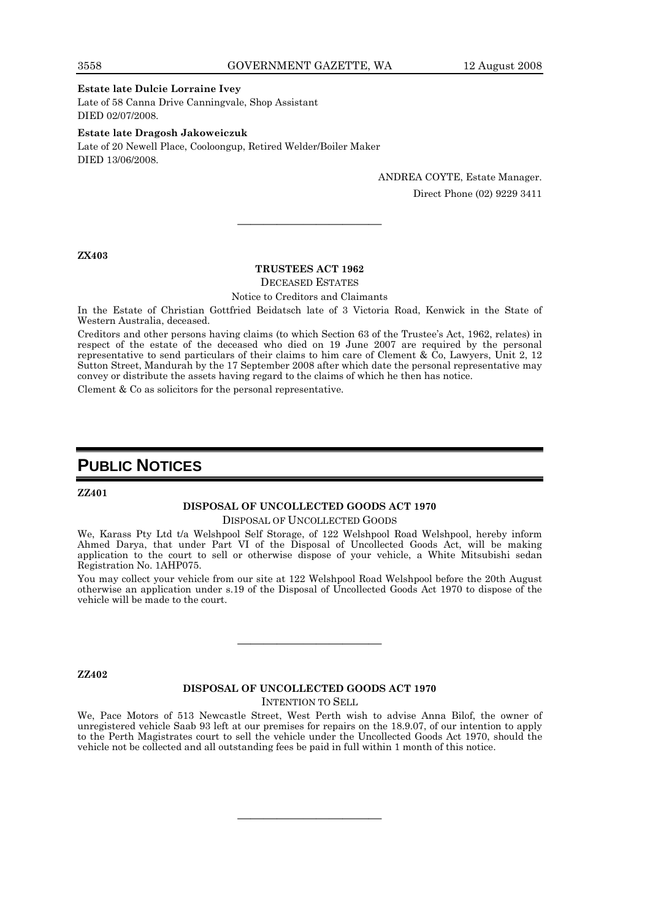**Estate late Dulcie Lorraine Ivey**

Late of 58 Canna Drive Canningvale, Shop Assistant
DIED 02/07/2008.

**Estate late Dragosh Jakoweiczuk**

Late of 20 Newell Place, Cooloongup, Retired Welder/Boiler Maker
DIED 13/06/2008.

ANDREA COYTE, Estate Manager.
Direct Phone (02) 9229 3411

---

**ZX403**

**TRUSTEES ACT 1962**

DECEASED ESTATES

Notice to Creditors and Claimants

In the Estate of Christian Gottfried Beidatsch late of 3 Victoria Road, Kenwick in the State of Western Australia, deceased.

Creditors and other persons having claims (to which Section 63 of the Trustee's Act, 1962, relates) in respect of the estate of the deceased who died on 19 June 2007 are required by the personal representative to send particulars of their claims to him care of Clement & Co, Lawyers, Unit 2, 12 Sutton Street, Mandurah by the 17 September 2008 after which date the personal representative may convey or distribute the assets having regard to the claims of which he then has notice.

Clement & Co as solicitors for the personal representative.

# PUBLIC NOTICES

**ZZ401**

**DISPOSAL OF UNCOLLECTED GOODS ACT 1970**

DISPOSAL OF UNCOLLECTED GOODS

We, Karass Pty Ltd t/a Welshpool Self Storage, of 122 Welshpool Road Welshpool, hereby inform Ahmed Darya, that under Part VI of the Disposal of Uncollected Goods Act, will be making application to the court to sell or otherwise dispose of your vehicle, a White Mitsubishi sedan Registration No. 1AHP075.

You may collect your vehicle from our site at 122 Welshpool Road Welshpool before the 20th August otherwise an application under s.19 of the Disposal of Uncollected Goods Act 1970 to dispose of the vehicle will be made to the court.

---

**ZZ402**

**DISPOSAL OF UNCOLLECTED GOODS ACT 1970**

INTENTION TO SELL

We, Pace Motors of 513 Newcastle Street, West Perth wish to advise Anna Bilof, the owner of unregistered vehicle Saab 93 left at our premises for repairs on the 18.9.07, of our intention to apply to the Perth Magistrates court to sell the vehicle under the Uncollected Goods Act 1970, should the vehicle not be collected and all outstanding fees be paid in full within 1 month of this notice.

---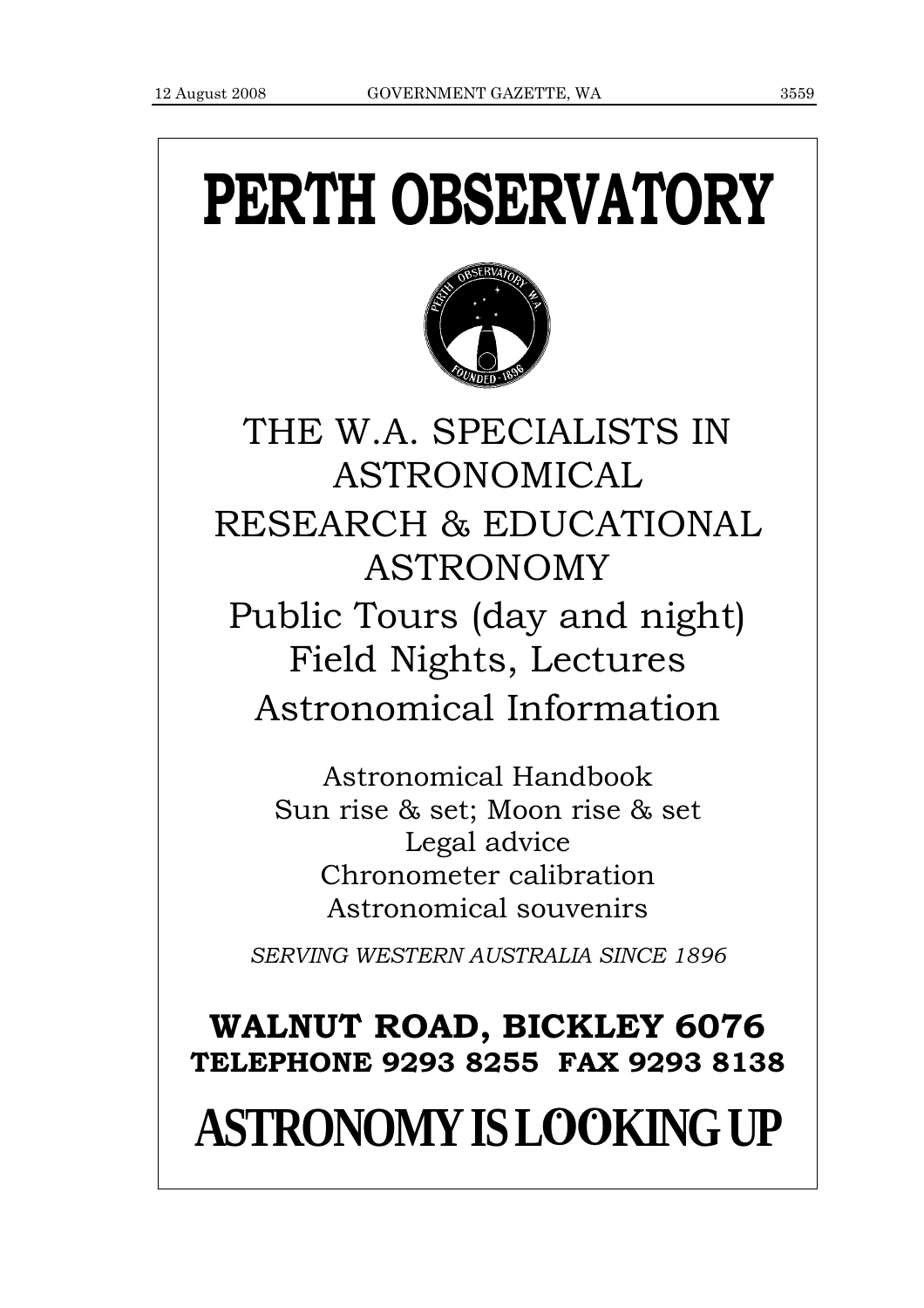# PERTH OBSERVATORY

THE W.A. SPECIALISTS IN ASTRONOMICAL RESEARCH & EDUCATIONAL ASTRONOMY

Public Tours (day and night)
Field Nights, Lectures
Astronomical Information

Astronomical Handbook
Sun rise & set; Moon rise & set
Legal advice
Chronometer calibration
Astronomical souvenirs

*SERVING WESTERN AUSTRALIA SINCE 1896*

**WALNUT ROAD, BICKLEY 6076**
**TELEPHONE 9293 8255 FAX 9293 8138**

# ASTRONOMY IS LOOKING UP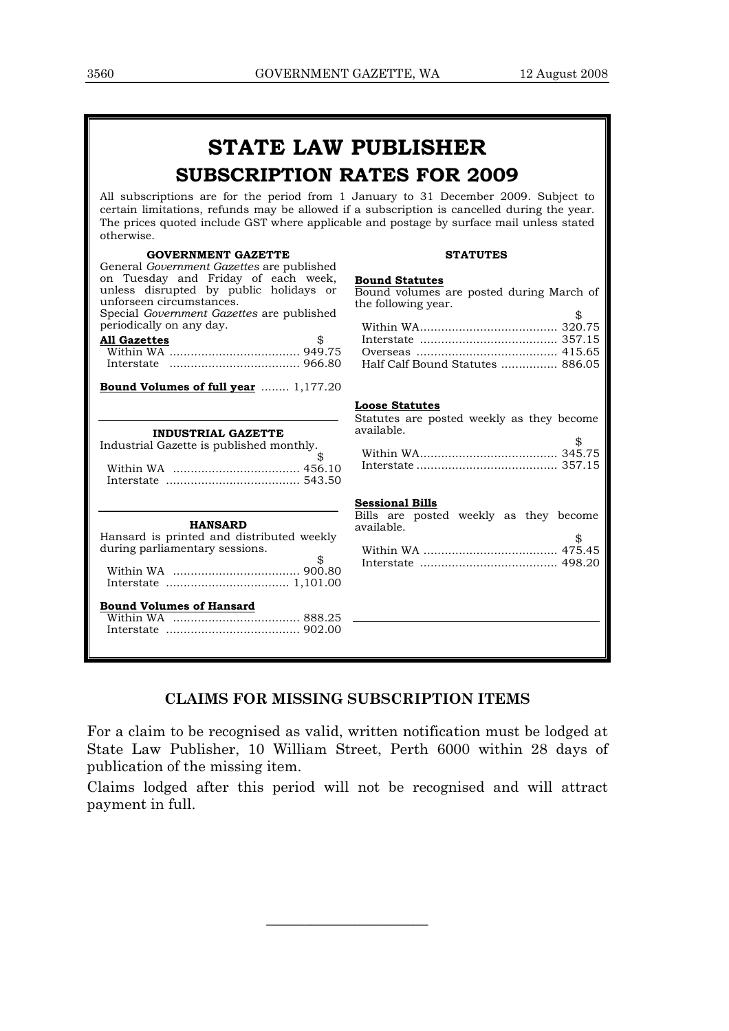# STATE LAW PUBLISHER

## SUBSCRIPTION RATES FOR 2009

All subscriptions are for the period from 1 January to 31 December 2009. Subject to certain limitations, refunds may be allowed if a subscription is cancelled during the year. The prices quoted include GST where applicable and postage by surface mail unless stated otherwise.

### GOVERNMENT GAZETTE

General *Government Gazettes* are published on Tuesday and Friday of each week, unless disrupted by public holidays or unforseen circumstances.

Special *Government Gazettes* are published periodically on any day.

**All Gazettes**

| | $ |
|---|---|
| Within WA | 949.75 |
| Interstate | 966.80 |

**Bound Volumes of full year** ........ 1,177.20

### INDUSTRIAL GAZETTE

Industrial Gazette is published monthly.

| | $ |
|---|---|
| Within WA | 456.10 |
| Interstate | 543.50 |

### HANSARD

Hansard is printed and distributed weekly during parliamentary sessions.

| | $ |
|---|---|
| Within WA | 900.80 |
| Interstate | 1,101.00 |

**Bound Volumes of Hansard**

| | |
|---|---|
| Within WA | 888.25 |
| Interstate | 902.00 |

### STATUTES

**Bound Statutes**

Bound volumes are posted during March of the following year.

| | $ |
|---|---|
| Within WA | 320.75 |
| Interstate | 357.15 |
| Overseas | 415.65 |
| Half Calf Bound Statutes | 886.05 |

**Loose Statutes**

Statutes are posted weekly as they become available.

| | $ |
|---|---|
| Within WA | 345.75 |
| Interstate | 357.15 |

**Sessional Bills**

Bills are posted weekly as they become available.

| | $ |
|---|---|
| Within WA | 475.45 |
| Interstate | 498.20 |

## CLAIMS FOR MISSING SUBSCRIPTION ITEMS

For a claim to be recognised as valid, written notification must be lodged at State Law Publisher, 10 William Street, Perth 6000 within 28 days of publication of the missing item.

Claims lodged after this period will not be recognised and will attract payment in full.